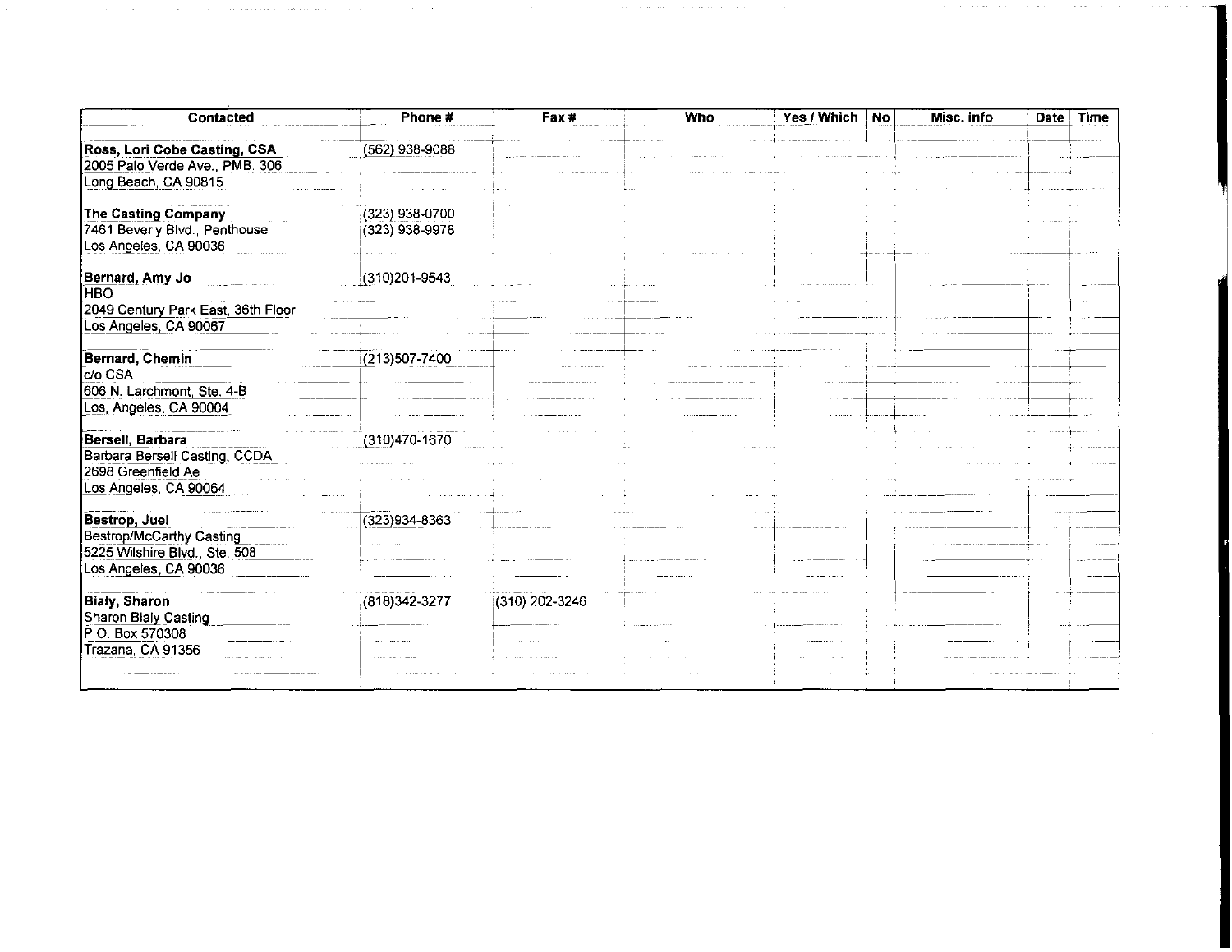| Contacted | Phone # | Fax # | Who | Yes / Which | No | Misc. info | Date | Time |
|---|---|---|---|---|---|---|---|---|
| **Ross, Lori Cobe Casting, CSA**<br>2005 Palo Verde Ave., PMB. 306<br>Long Beach, CA 90815 | (562) 938-9088 | | | | | | | |
| **The Casting Company**<br>7461 Beverly Blvd., Penthouse<br>Los Angeles, CA 90036 | (323) 938-0700<br>(323) 938-9978 | | | | | | | |
| **Bernard, Amy Jo**<br>HBO<br>2049 Century Park East, 36th Floor<br>Los Angeles, CA 90067 | (310)201-9543 | | | | | | | |
| **Bernard, Chemin**<br>c/o CSA<br>606 N. Larchmont, Ste. 4-B<br>Los, Angeles, CA 90004 | (213)507-7400 | | | | | | | |
| **Bersell, Barbara**<br>Barbara Bersell Casting, CCDA<br>2698 Greenfield Ae<br>Los Angeles, CA 90064 | (310)470-1670 | | | | | | | |
| **Bestrop, Juel**<br>Bestrop/McCarthy Casting<br>5225 Wilshire Blvd., Ste. 508<br>Los Angeles, CA 90036 | (323)934-8363 | | | | | | | |
| **Bialy, Sharon**<br>Sharon Bialy Casting<br>P.O. Box 570308<br>Trazana, CA 91356 | (818)342-3277 | (310) 202-3246 | | | | | | |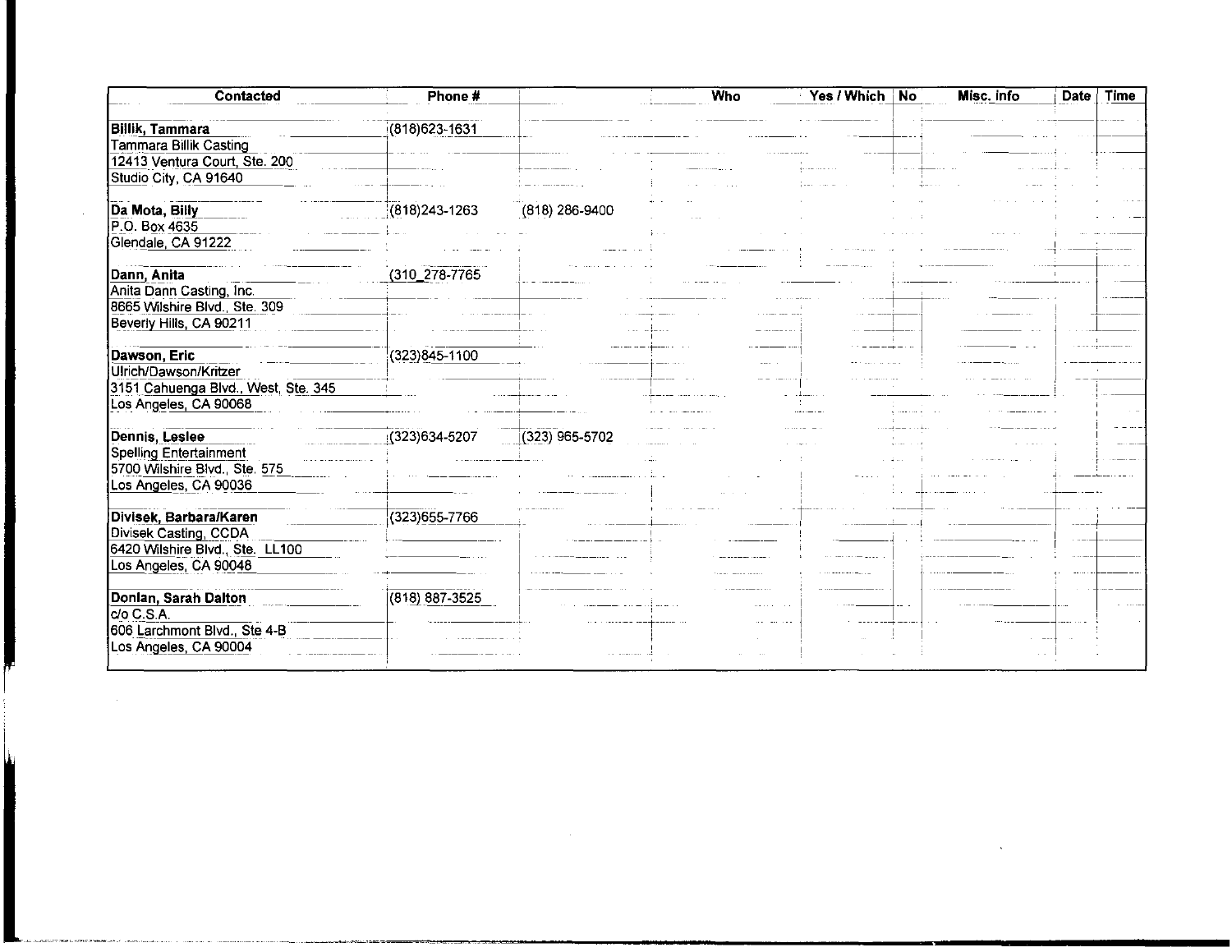| Contacted | Phone # | | Who | Yes / Which | No | Misc. Info | Date | Time |
|---|---|---|---|---|---|---|---|---|
| **Billik, Tammara** | (818)623-1631 | | | | | | | |
| Tammara Billik Casting | | | | | | | | |
| 12413 Ventura Court, Ste. 200 | | | | | | | | |
| Studio City, CA 91640 | | | | | | | | |
| **Da Mota, Billy** | (818)243-1263 | (818) 286-9400 | | | | | | |
| P.O. Box 4635 | | | | | | | | |
| Glendale, CA 91222 | | | | | | | | |
| **Dann, Anita** | (310_278-7765 | | | | | | | |
| Anita Dann Casting, Inc. | | | | | | | | |
| 8665 Wilshire Blvd., Ste. 309 | | | | | | | | |
| Beverly Hills, CA 90211 | | | | | | | | |
| **Dawson, Eric** | (323)845-1100 | | | | | | | |
| Ulrich/Dawson/Kritzer | | | | | | | | |
| 3151 Cahuenga Blvd., West, Ste. 345 | | | | | | | | |
| Los Angeles, CA 90068 | | | | | | | | |
| **Dennis, Leslee** | (323)634-5207 | (323) 965-5702 | | | | | | |
| Spelling Entertainment | | | | | | | | |
| 5700 Wilshire Blvd., Ste. 575 | | | | | | | | |
| Los Angeles, CA 90036 | | | | | | | | |
| **Divisek, Barbara/Karen** | (323)655-7766 | | | | | | | |
| Divisek Casting, CCDA | | | | | | | | |
| 6420 Wilshire Blvd., Ste. LL100 | | | | | | | | |
| Los Angeles, CA 90048 | | | | | | | | |
| **Donlan, Sarah Dalton** | (818) 887-3525 | | | | | | | |
| c/o C.S.A. | | | | | | | | |
| 606 Larchmont Blvd., Ste 4-B | | | | | | | | |
| Los Angeles, CA 90004 | | | | | | | | |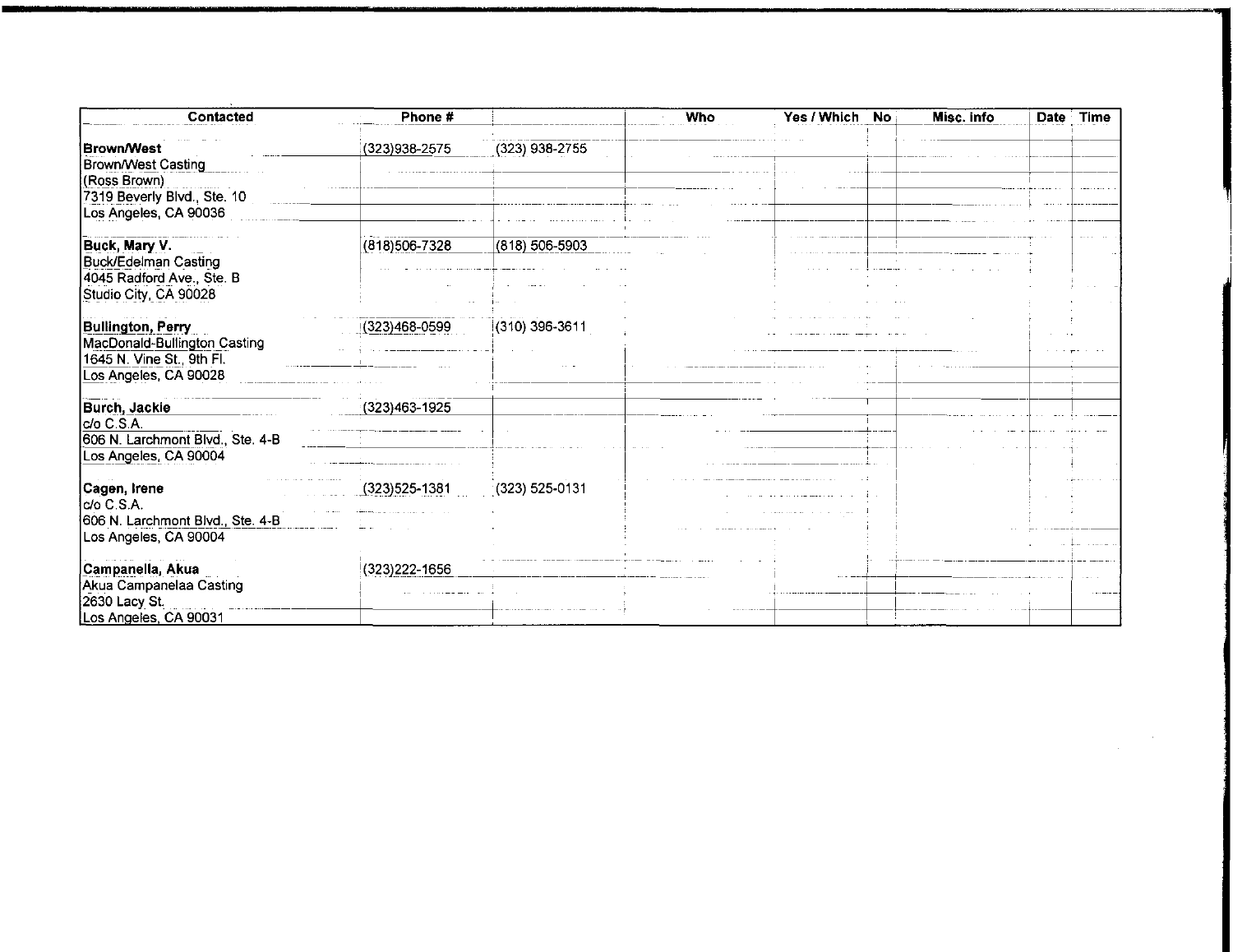| Contacted | Phone # | | Who | Yes / Which | No | Misc. Info | Date | Time |
|---|---|---|---|---|---|---|---|---|
| **Brown/West** | (323)938-2575 | (323) 938-2755 | | | | | | |
| Brown/West Casting | | | | | | | | |
| (Ross Brown) | | | | | | | | |
| 7319 Beverly Blvd., Ste. 10 | | | | | | | | |
| Los Angeles, CA 90036 | | | | | | | | |
| **Buck, Mary V.** | (818)506-7328 | (818) 506-5903 | | | | | | |
| Buck/Edelman Casting | | | | | | | | |
| 4045 Radford Ave., Ste. B | | | | | | | | |
| Studio City, CA 90028 | | | | | | | | |
| **Bullington, Perry** | (323)468-0599 | (310) 396-3611 | | | | | | |
| MacDonald-Bullington Casting | | | | | | | | |
| 1645 N. Vine St., 9th Fl. | | | | | | | | |
| Los Angeles, CA 90028 | | | | | | | | |
| **Burch, Jackie** | (323)463-1925 | | | | | | | |
| c/o C.S.A. | | | | | | | | |
| 606 N. Larchmont Blvd., Ste. 4-B | | | | | | | | |
| Los Angeles, CA 90004 | | | | | | | | |
| **Cagen, Irene** | (323)525-1381 | (323) 525-0131 | | | | | | |
| c/o C.S.A. | | | | | | | | |
| 606 N. Larchmont Blvd., Ste. 4-B | | | | | | | | |
| Los Angeles, CA 90004 | | | | | | | | |
| **Campanella, Akua** | (323)222-1656 | | | | | | | |
| Akua Campanelaa Casting | | | | | | | | |
| 2630 Lacy St. | | | | | | | | |
| Los Angeles, CA 90031 | | | | | | | | |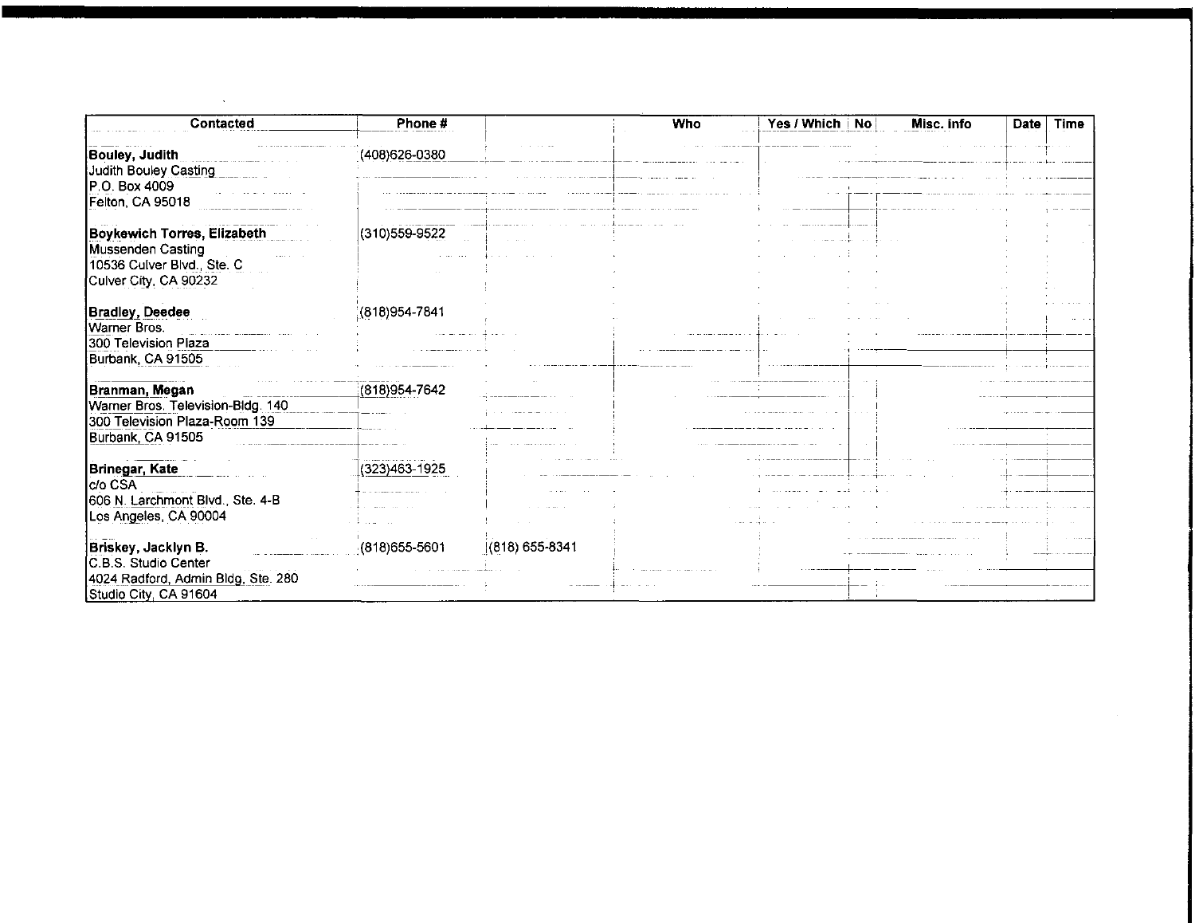| Contacted | Phone # | | Who | Yes / Which | No | Misc. info | Date | Time |
|---|---|---|---|---|---|---|---|---|
| **Bouley, Judith** | (408)626-0380 | | | | | | | |
| Judith Bouley Casting | | | | | | | | |
| P.O. Box 4009 | | | | | | | | |
| Felton, CA 95018 | | | | | | | | |
| **Boykewich Torres, Elizabeth** | (310)559-9522 | | | | | | | |
| Mussenden Casting | | | | | | | | |
| 10536 Culver Blvd., Ste. C | | | | | | | | |
| Culver City, CA 90232 | | | | | | | | |
| **Bradley, Deedee** | (818)954-7841 | | | | | | | |
| Warner Bros. | | | | | | | | |
| 300 Television Plaza | | | | | | | | |
| Burbank, CA 91505 | | | | | | | | |
| **Branman, Megan** | (818)954-7642 | | | | | | | |
| Warner Bros. Television-Bldg. 140 | | | | | | | | |
| 300 Television Plaza-Room 139 | | | | | | | | |
| Burbank, CA 91505 | | | | | | | | |
| **Brinegar, Kate** | (323)463-1925 | | | | | | | |
| c/o CSA | | | | | | | | |
| 606 N. Larchmont Blvd., Ste. 4-B | | | | | | | | |
| Los Angeles, CA 90004 | | | | | | | | |
| **Briskey, Jacklyn B.** | (818)655-5601 | (818) 655-8341 | | | | | | |
| C.B.S. Studio Center | | | | | | | | |
| 4024 Radford, Admin Bldg, Ste. 280 | | | | | | | | |
| Studio City, CA 91604 | | | | | | | | |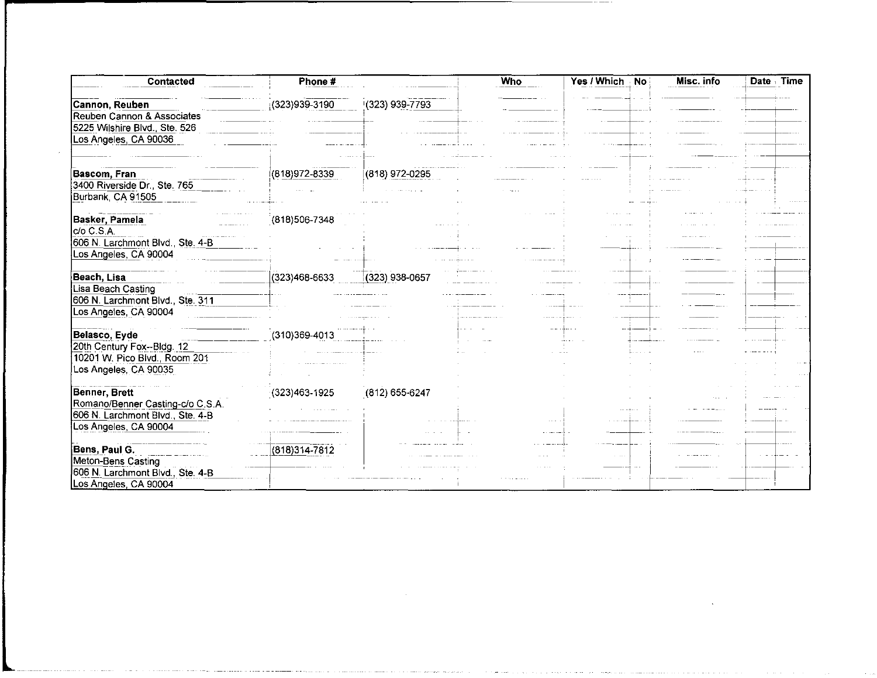| Contacted | Phone # | | Who | Yes / Which | No | Misc. info | Date | Time |
|---|---|---|---|---|---|---|---|---|
| **Cannon, Reuben** | (323)939-3190 | (323) 939-7793 | | | | | | |
| Reuben Cannon & Associates | | | | | | | | |
| 5225 Wilshire Blvd., Ste. 526 | | | | | | | | |
| Los Angeles, CA 90036 | | | | | | | | |
| | | | | | | | | |
| **Bascom, Fran** | (818)972-8339 | (818) 972-0295 | | | | | | |
| 3400 Riverside Dr., Ste. 765 | | | | | | | | |
| Burbank, CA 91505 | | | | | | | | |
| | | | | | | | | |
| **Basker, Pamela** | (818)506-7348 | | | | | | | |
| c/o C.S.A. | | | | | | | | |
| 606 N. Larchmont Blvd., Ste. 4-B | | | | | | | | |
| Los Angeles, CA 90004 | | | | | | | | |
| | | | | | | | | |
| **Beach, Lisa** | (323)468-6633 | (323) 938-0657 | | | | | | |
| Lisa Beach Casting | | | | | | | | |
| 606 N. Larchmont Blvd., Ste. 311 | | | | | | | | |
| Los Angeles, CA 90004 | | | | | | | | |
| | | | | | | | | |
| **Belasco, Eyde** | (310)369-4013 | | | | | | | |
| 20th Century Fox--Bldg. 12 | | | | | | | | |
| 10201 W. Pico Blvd., Room 201 | | | | | | | | |
| Los Angeles, CA 90035 | | | | | | | | |
| | | | | | | | | |
| **Benner, Brett** | (323)463-1925 | (812) 655-6247 | | | | | | |
| Romano/Benner Casting-c/o C.S.A. | | | | | | | | |
| 606 N. Larchmont Blvd., Ste. 4-B | | | | | | | | |
| Los Angeles, CA 90004 | | | | | | | | |
| | | | | | | | | |
| **Bens, Paul G.** | (818)314-7812 | | | | | | | |
| Meton-Bens Casting | | | | | | | | |
| 606 N. Larchmont Blvd., Ste. 4-B | | | | | | | | |
| Los Angeles, CA 90004 | | | | | | | | |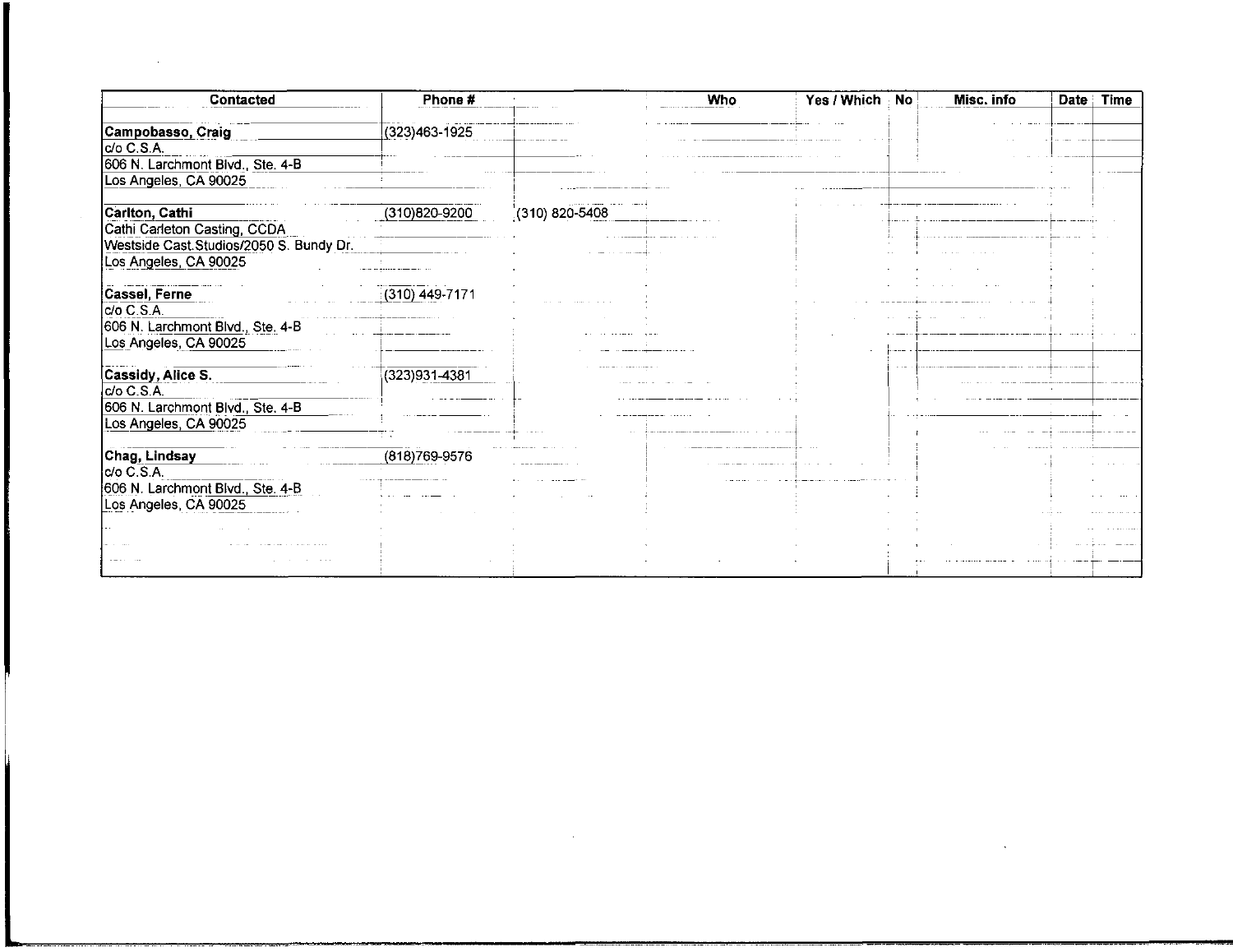| Contacted | Phone # | | Who | Yes / Which | No | Misc. info | Date | Time |
|---|---|---|---|---|---|---|---|---|
| **Campobasso, Craig** | (323)463-1925 | | | | | | | |
| c/o C.S.A. | | | | | | | | |
| 606 N. Larchmont Blvd., Ste. 4-B | | | | | | | | |
| Los Angeles, CA 90025 | | | | | | | | |
| **Carlton, Cathi** | (310)820-9200 | (310) 820-5408 | | | | | | |
| Cathi Carleton Casting, CCDA | | | | | | | | |
| Westside Cast.Studios/2050 S. Bundy Dr. | | | | | | | | |
| Los Angeles, CA 90025 | | | | | | | | |
| **Cassel, Ferne** | (310) 449-7171 | | | | | | | |
| c/o C.S.A. | | | | | | | | |
| 606 N. Larchmont Blvd., Ste. 4-B | | | | | | | | |
| Los Angeles, CA 90025 | | | | | | | | |
| **Cassidy, Alice S.** | (323)931-4381 | | | | | | | |
| c/o C.S.A. | | | | | | | | |
| 606 N. Larchmont Blvd., Ste. 4-B | | | | | | | | |
| Los Angeles, CA 90025 | | | | | | | | |
| **Chag, Lindsay** | (818)769-9576 | | | | | | | |
| c/o C.S.A. | | | | | | | | |
| 606 N. Larchmont Blvd., Ste. 4-B | | | | | | | | |
| Los Angeles, CA 90025 | | | | | | | | |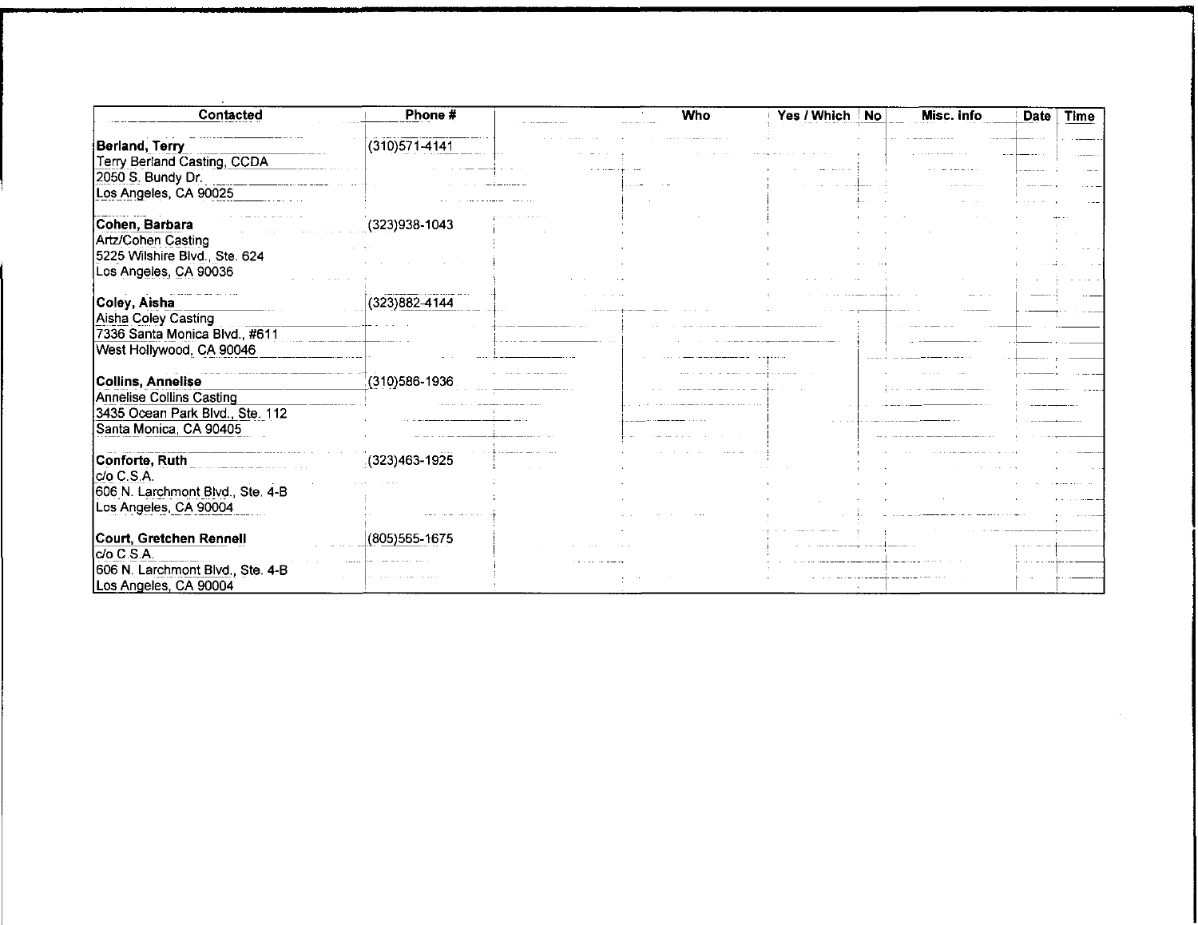| Contacted | Phone # | Who | Yes / Which | No | Misc. info | Date | Time |
|---|---|---|---|---|---|---|---|
| **Berland, Terry**<br>Terry Berland Casting, CCDA<br>2050 S. Bundy Dr.<br>Los Angeles, CA 90025 | (310)571-4141 | | | | | | |
| **Cohen, Barbara**<br>Artz/Cohen Casting<br>5225 Wilshire Blvd., Ste. 624<br>Los Angeles, CA 90036 | (323)938-1043 | | | | | | |
| **Coley, Aisha**<br>Aisha Coley Casting<br>7336 Santa Monica Blvd., #611<br>West Hollywood, CA 90046 | (323)882-4144 | | | | | | |
| **Collins, Annelise**<br>Annelise Collins Casting<br>3435 Ocean Park Blvd., Ste. 112<br>Santa Monica, CA 90405 | (310)586-1936 | | | | | | |
| **Conforte, Ruth**<br>c/o C.S.A.<br>606 N. Larchmont Blvd., Ste. 4-B<br>Los Angeles, CA 90004 | (323)463-1925 | | | | | | |
| **Court, Gretchen Rennell**<br>c/o C.S.A.<br>606 N. Larchmont Blvd., Ste. 4-B<br>Los Angeles, CA 90004 | (805)565-1675 | | | | | | |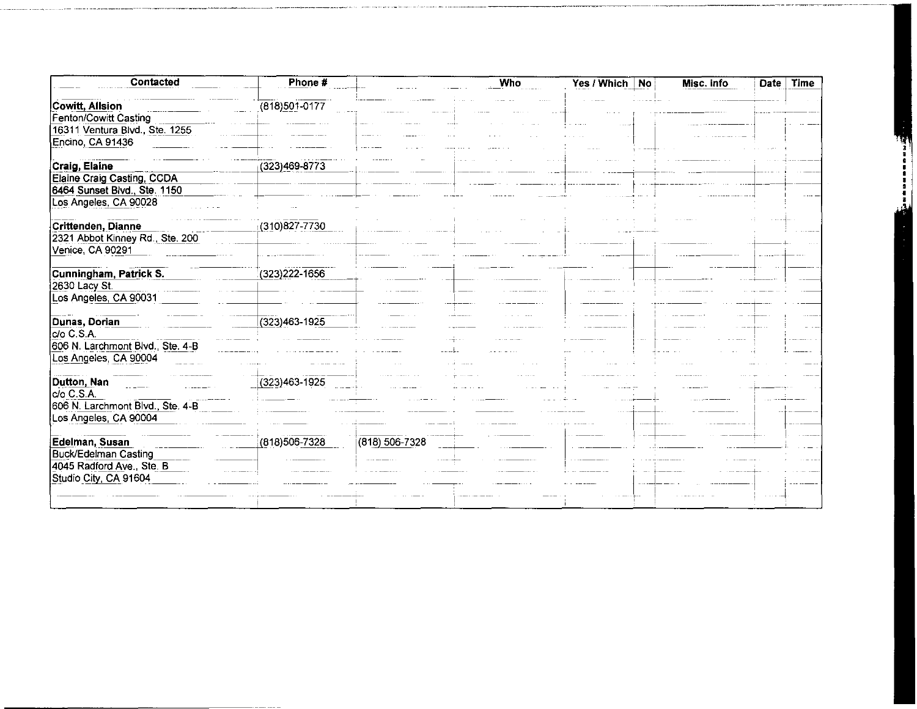| Contacted | Phone # | Who | Yes / Which | No | Misc. info | Date | Time |
|---|---|---|---|---|---|---|---|
| **Cowitt, Allsion** | (818)501-0177 | | | | | | |
| Fenton/Cowitt Casting | | | | | | | |
| 16311 Ventura Blvd., Ste. 1255 | | | | | | | |
| Encino, CA 91436 | | | | | | | |
| **Craig, Elaine** | (323)469-8773 | | | | | | |
| Elaine Craig Casting, CCDA | | | | | | | |
| 6464 Sunset Blvd., Ste. 1150 | | | | | | | |
| Los Angeles, CA 90028 | | | | | | | |
| **Crittenden, Dianne** | (310)827-7730 | | | | | | |
| 2321 Abbot Kinney Rd., Ste. 200 | | | | | | | |
| Venice, CA 90291 | | | | | | | |
| **Cunningham, Patrick S.** | (323)222-1656 | | | | | | |
| 2630 Lacy St. | | | | | | | |
| Los Angeles, CA 90031 | | | | | | | |
| **Dunas, Dorian** | (323)463-1925 | | | | | | |
| c/o C.S.A. | | | | | | | |
| 606 N. Larchmont Blvd., Ste. 4-B | | | | | | | |
| Los Angeles, CA 90004 | | | | | | | |
| **Dutton, Nan** | (323)463-1925 | | | | | | |
| c/o C.S.A. | | | | | | | |
| 606 N. Larchmont Blvd., Ste. 4-B | | | | | | | |
| Los Angeles, CA 90004 | | | | | | | |
| **Edelman, Susan** | (818)506-7328 | (818) 506-7328 | | | | | |
| Buck/Edelman Casting | | | | | | | |
| 4045 Radford Ave., Ste. B | | | | | | | |
| Studio City, CA 91604 | | | | | | | |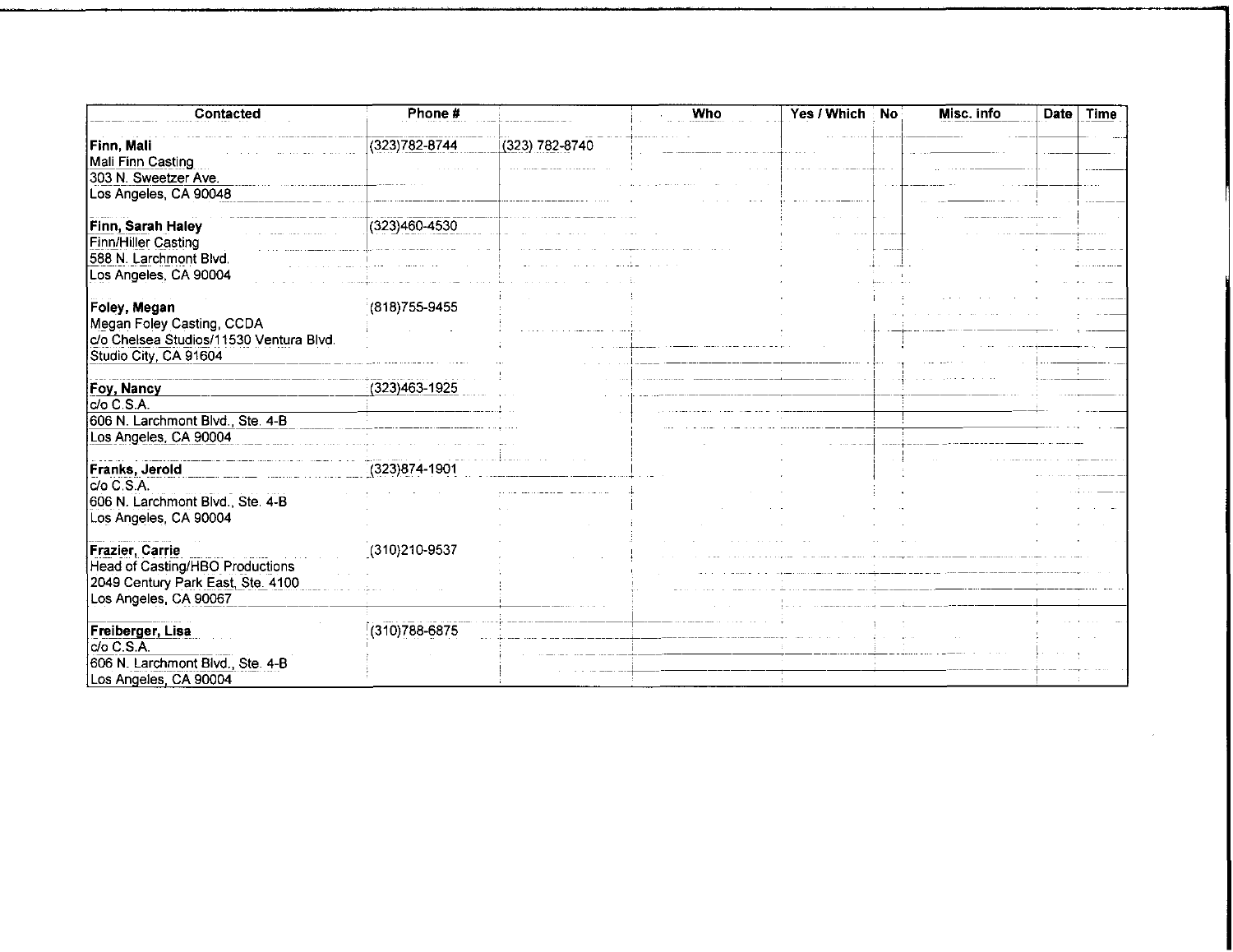| Contacted | Phone # | | Who | Yes / Which | No | Misc. info | Date | Time |
|---|---|---|---|---|---|---|---|---|
| **Finn, Mali**<br>Mali Finn Casting<br>303 N. Sweetzer Ave.<br>Los Angeles, CA 90048 | (323)782-8744 | (323) 782-8740 | | | | | | |
| **Finn, Sarah Haley**<br>Finn/Hiller Casting<br>588 N. Larchmont Blvd.<br>Los Angeles, CA 90004 | (323)460-4530 | | | | | | | |
| **Foley, Megan**<br>Megan Foley Casting, CCDA<br>c/o Chelsea Studios/11530 Ventura Blvd.<br>Studio City, CA 91604 | (818)755-9455 | | | | | | | |
| **Foy, Nancy**<br>c/o C.S.A.<br>606 N. Larchmont Blvd., Ste. 4-B<br>Los Angeles, CA 90004 | (323)463-1925 | | | | | | | |
| **Franks, Jerold**<br>c/o C.S.A.<br>606 N. Larchmont Blvd., Ste. 4-B<br>Los Angeles, CA 90004 | (323)874-1901 | | | | | | | |
| **Frazier, Carrie**<br>Head of Casting/HBO Productions<br>2049 Century Park East, Ste. 4100<br>Los Angeles, CA 90067 | (310)210-9537 | | | | | | | |
| **Freiberger, Lisa**<br>c/o C.S.A.<br>606 N. Larchmont Blvd., Ste. 4-B<br>Los Angeles, CA 90004 | (310)788-6875 | | | | | | | |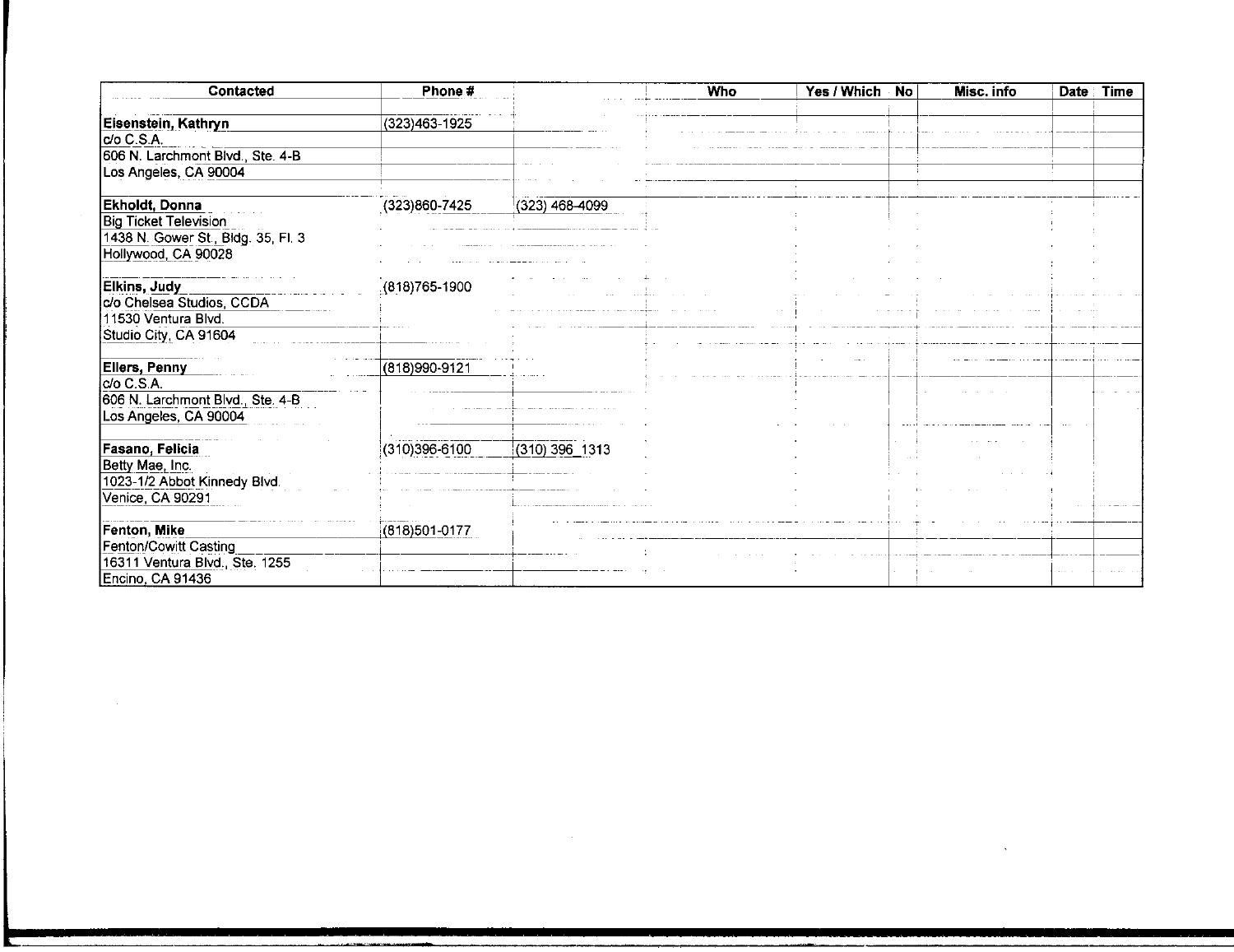| Contacted | Phone # | | Who | Yes / Which | No | Misc. info | Date | Time |
|---|---|---|---|---|---|---|---|---|
| **Eisenstein, Kathryn** | (323)463-1925 | | | | | | | |
| c/o C.S.A. | | | | | | | | |
| 606 N. Larchmont Blvd., Ste. 4-B | | | | | | | | |
| Los Angeles, CA 90004 | | | | | | | | |
| **Ekholdt, Donna** | (323)860-7425 | (323) 468-4099 | | | | | | |
| Big Ticket Television | | | | | | | | |
| 1438 N. Gower St., Bldg. 35, Fl. 3 | | | | | | | | |
| Hollywood, CA 90028 | | | | | | | | |
| **Elkins, Judy** | (818)765-1900 | | | | | | | |
| c/o Chelsea Studios, CCDA | | | | | | | | |
| 11530 Ventura Blvd. | | | | | | | | |
| Studio City, CA 91604 | | | | | | | | |
| **Ellers, Penny** | (818)990-9121 | | | | | | | |
| c/o C.S.A. | | | | | | | | |
| 606 N. Larchmont Blvd., Ste. 4-B | | | | | | | | |
| Los Angeles, CA 90004 | | | | | | | | |
| **Fasano, Felicia** | (310)396-6100 | (310) 396_1313 | | | | | | |
| Betty Mae, Inc. | | | | | | | | |
| 1023-1/2 Abbot Kinnedy Blvd. | | | | | | | | |
| Venice, CA 90291 | | | | | | | | |
| **Fenton, Mike** | (818)501-0177 | | | | | | | |
| Fenton/Cowitt Casting | | | | | | | | |
| 16311 Ventura Blvd., Ste. 1255 | | | | | | | | |
| Encino, CA 91436 | | | | | | | | |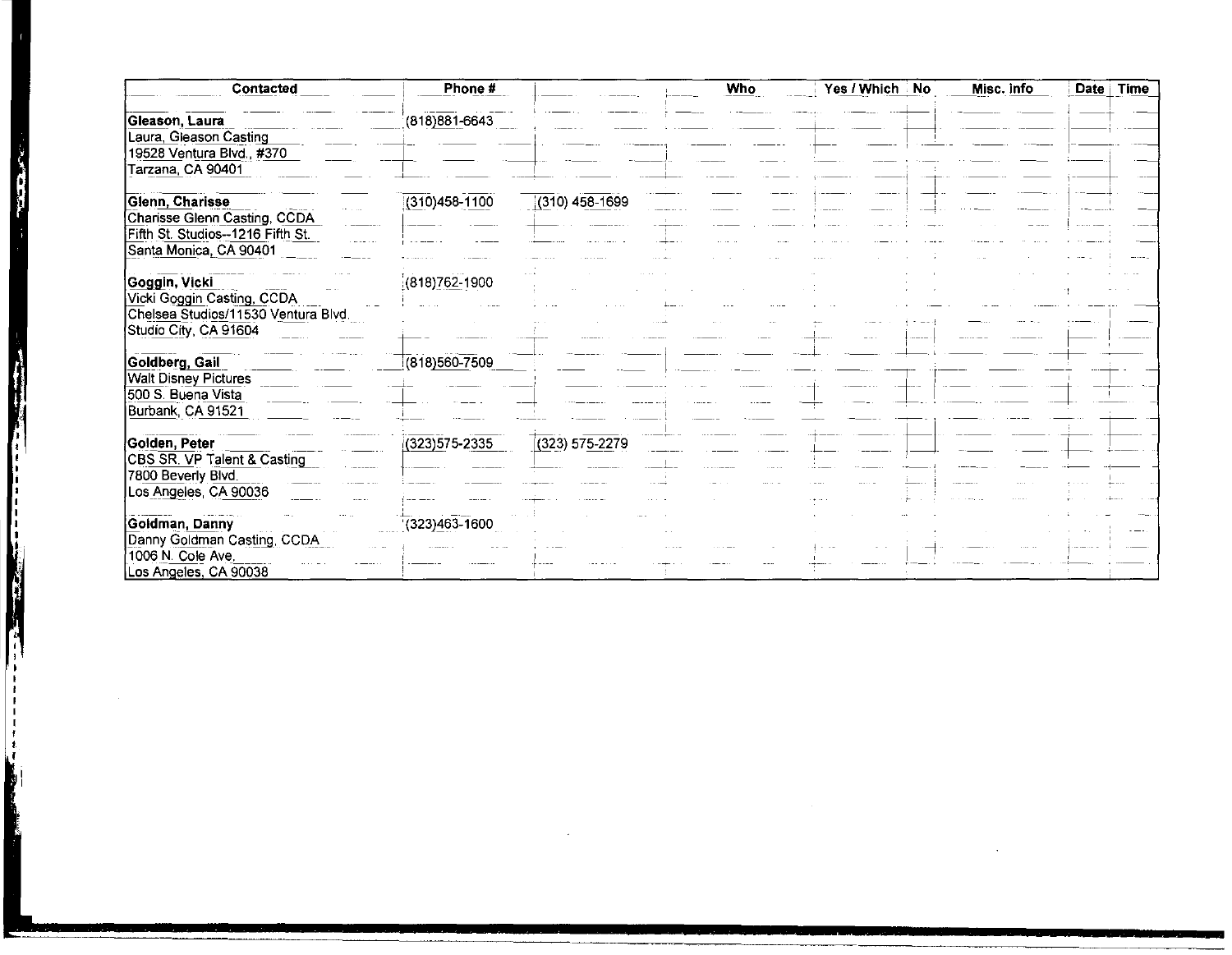| Contacted | Phone # | | Who | Yes / Which | No | Misc. Info | Date | Time |
|---|---|---|---|---|---|---|---|---|
| **Gleason, Laura** | (818)881-6643 | | | | | | | |
| Laura, Gleason Casting | | | | | | | | |
| 19528 Ventura Blvd., #370 | | | | | | | | |
| Tarzana, CA 90401 | | | | | | | | |
| **Glenn, Charisse** | (310)458-1100 | (310) 458-1699 | | | | | | |
| Charisse Glenn Casting, CCDA | | | | | | | | |
| Fifth St. Studios--1216 Fifth St. | | | | | | | | |
| Santa Monica, CA 90401 | | | | | | | | |
| **Goggin, Vicki** | (818)762-1900 | | | | | | | |
| Vicki Goggin Casting, CCDA | | | | | | | | |
| Chelsea Studios/11530 Ventura Blvd. | | | | | | | | |
| Studio City, CA 91604 | | | | | | | | |
| **Goldberg, Gail** | (818)560-7509 | | | | | | | |
| Walt Disney Pictures | | | | | | | | |
| 500 S. Buena Vista | | | | | | | | |
| Burbank, CA 91521 | | | | | | | | |
| **Golden, Peter** | (323)575-2335 | (323) 575-2279 | | | | | | |
| CBS SR. VP Talent & Casting | | | | | | | | |
| 7800 Beverly Blvd. | | | | | | | | |
| Los Angeles, CA 90036 | | | | | | | | |
| **Goldman, Danny** | (323)463-1600 | | | | | | | |
| Danny Goldman Casting, CCDA | | | | | | | | |
| 1006 N. Cole Ave. | | | | | | | | |
| Los Angeles, CA 90038 | | | | | | | | |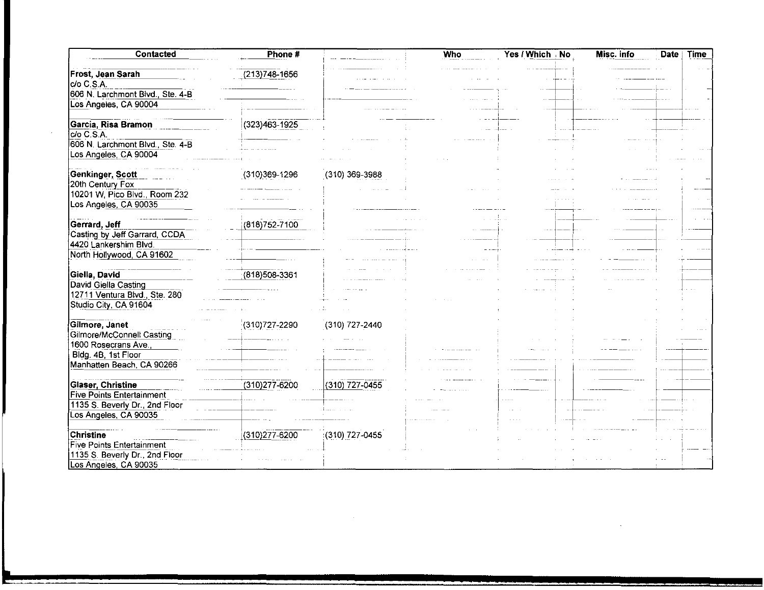| Contacted | Phone # | | Who | Yes / Which | No | Misc. info | Date | Time |
|---|---|---|---|---|---|---|---|---|
| **Frost, Jean Sarah**<br>c/o C.S.A.<br>606 N. Larchmont Blvd., Ste. 4-B<br>Los Angeles, CA 90004 | (213)748-1656 | | | | | | | |
| **Garcia, Risa Bramon**<br>c/o C.S.A.<br>606 N. Larchmont Blvd., Ste. 4-B<br>Los Angeles, CA 90004 | (323)463-1925 | | | | | | | |
| **Genkinger, Scott**<br>20th Century Fox<br>10201 W. Pico Blvd., Room 232<br>Los Angeles, CA 90035 | (310)369-1296 | (310) 369-3988 | | | | | | |
| **Gerrard, Jeff**<br>Casting by Jeff Garrard, CCDA<br>4420 Lankershim Blvd.<br>North Hollywood, CA 91602 | (818)752-7100 | | | | | | | |
| **Giella, David**<br>David Giella Casting<br>12711 Ventura Blvd., Ste. 280<br>Studio City, CA 91604 | (818)508-3361 | | | | | | | |
| **Gilmore, Janet**<br>Gilmore/McConnell Casting<br>1600 Rosecrans Ave.,<br>Bldg. 4B, 1st Floor<br>Manhatten Beach, CA 90266 | (310)727-2290 | (310) 727-2440 | | | | | | |
| **Glaser, Christine**<br>Five Points Entertainment<br>1135 S. Beverly Dr., 2nd Floor<br>Los Angeles, CA 90035 | (310)277-6200 | (310) 727-0455 | | | | | | |
| **Christine**<br>Five Points Entertainment<br>1135 S. Beverly Dr., 2nd Floor<br>Los Angeles, CA 90035 | (310)277-6200 | (310) 727-0455 | | | | | | |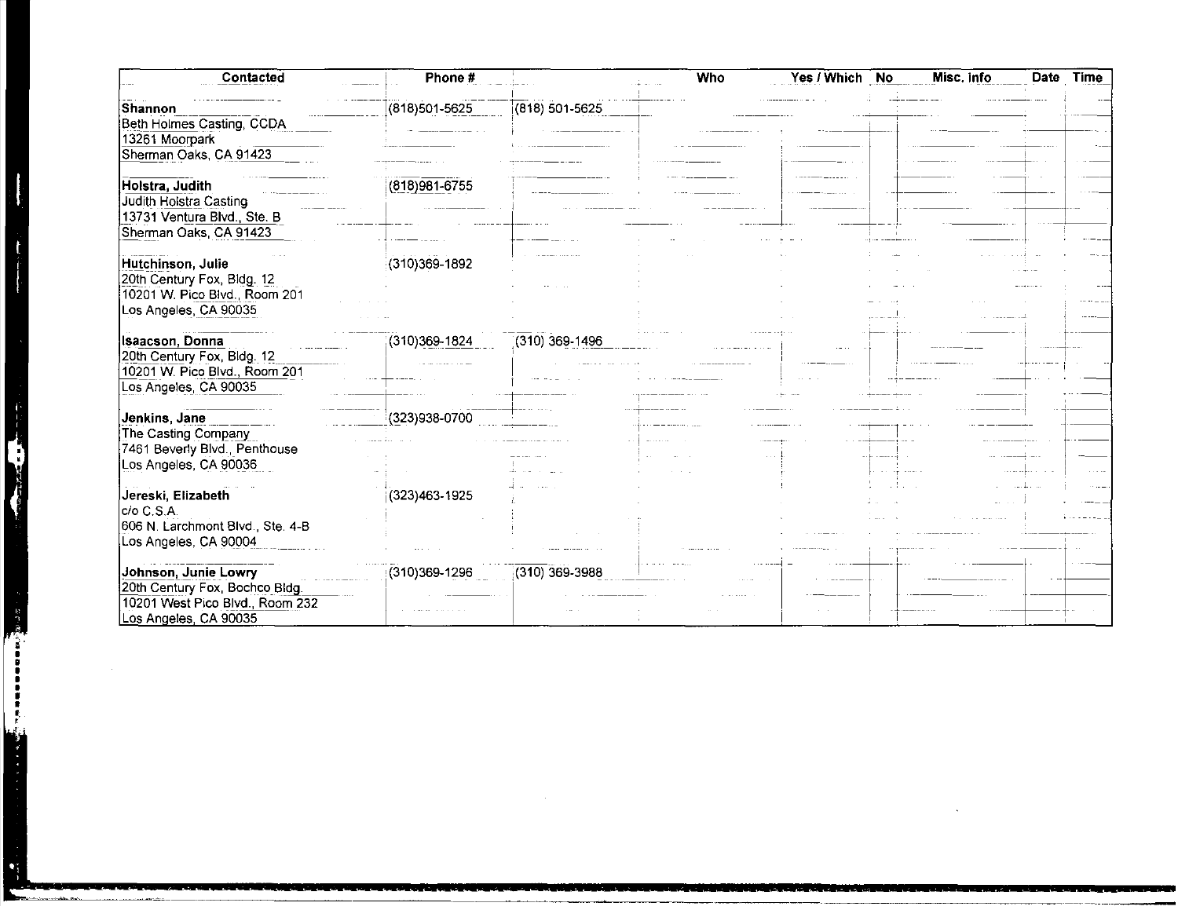| Contacted | Phone # | | Who | Yes / Which | No | Misc. Info | Date | Time |
|---|---|---|---|---|---|---|---|---|
| **Shannon**<br>Beth Holmes Casting, CCDA<br>13261 Moorpark<br>Sherman Oaks, CA 91423 | (818)501-5625 | (818) 501-5625 | | | | | | |
| **Holstra, Judith**<br>Judith Holstra Casting<br>13731 Ventura Blvd., Ste. B<br>Sherman Oaks, CA 91423 | (818)981-6755 | | | | | | | |
| **Hutchinson, Julie**<br>20th Century Fox, Bldg. 12<br>10201 W. Pico Blvd., Room 201<br>Los Angeles, CA 90035 | (310)369-1892 | | | | | | | |
| **Isaacson, Donna**<br>20th Century Fox, Bldg. 12<br>10201 W. Pico Blvd., Room 201<br>Los Angeles, CA 90035 | (310)369-1824 | (310) 369-1496 | | | | | | |
| **Jenkins, Jane**<br>The Casting Company<br>7461 Beverly Blvd., Penthouse<br>Los Angeles, CA 90036 | (323)938-0700 | | | | | | | |
| **Jereski, Elizabeth**<br>c/o C.S.A.<br>606 N. Larchmont Blvd., Ste. 4-B<br>Los Angeles, CA 90004 | (323)463-1925 | | | | | | | |
| **Johnson, Junie Lowry**<br>20th Century Fox, Bochco Bldg.<br>10201 West Pico Blvd., Room 232<br>Los Angeles, CA 90035 | (310)369-1296 | (310) 369-3988 | | | | | | |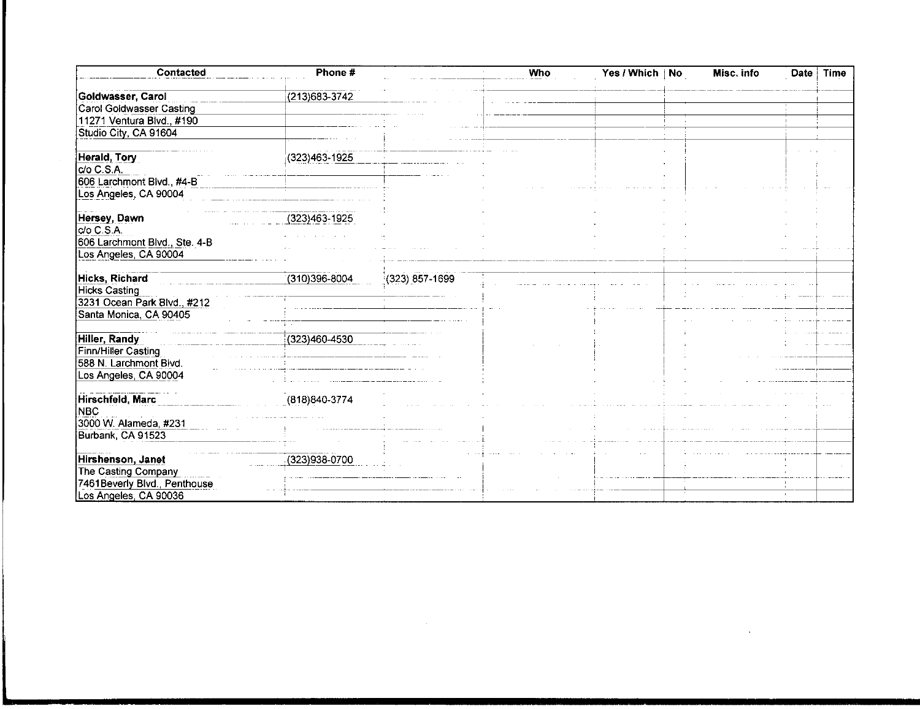| Contacted | Phone # | | Who | Yes / Which | No | Misc. info | Date | Time |
|---|---|---|---|---|---|---|---|---|
| **Goldwasser, Carol** | (213)683-3742 | | | | | | | |
| Carol Goldwasser Casting | | | | | | | | |
| 11271 Ventura Blvd., #190 | | | | | | | | |
| Studio City, CA 91604 | | | | | | | | |
| **Herald, Tory** | (323)463-1925 | | | | | | | |
| c/o C.S.A. | | | | | | | | |
| 606 Larchmont Blvd., #4-B | | | | | | | | |
| Los Angeles, CA 90004 | | | | | | | | |
| **Hersey, Dawn** | (323)463-1925 | | | | | | | |
| c/o C.S.A. | | | | | | | | |
| 606 Larchmont Blvd., Ste. 4-B | | | | | | | | |
| Los Angeles, CA 90004 | | | | | | | | |
| **Hicks, Richard** | (310)396-8004 | (323) 857-1699 | | | | | | |
| Hicks Casting | | | | | | | | |
| 3231 Ocean Park Blvd., #212 | | | | | | | | |
| Santa Monica, CA 90405 | | | | | | | | |
| **Hiller, Randy** | (323)460-4530 | | | | | | | |
| Finn/Hiller Casting | | | | | | | | |
| 588 N. Larchmont Blvd. | | | | | | | | |
| Los Angeles, CA 90004 | | | | | | | | |
| **Hirschfeld, Marc** | (818)840-3774 | | | | | | | |
| NBC | | | | | | | | |
| 3000 W. Alameda, #231 | | | | | | | | |
| Burbank, CA 91523 | | | | | | | | |
| **Hirshenson, Janet** | (323)938-0700 | | | | | | | |
| The Casting Company | | | | | | | | |
| 7461Beverly Blvd., Penthouse | | | | | | | | |
| Los Angeles, CA 90036 | | | | | | | | |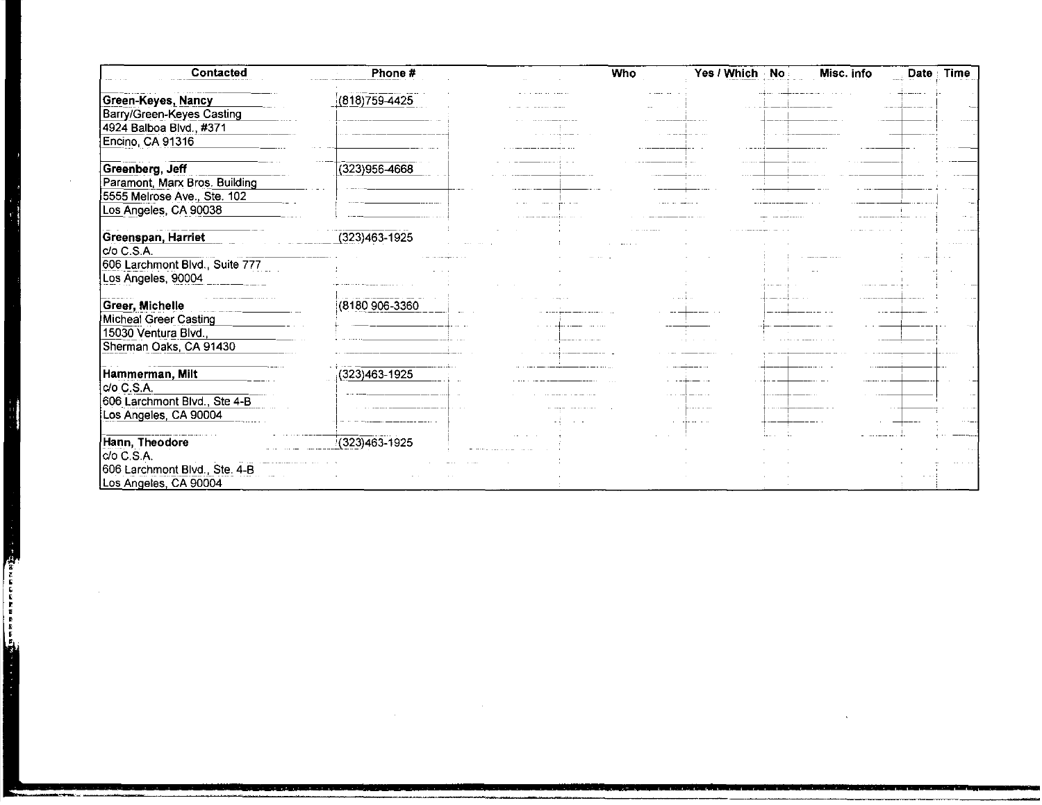| Contacted | Phone # | Who | Yes / Which | No | Misc. info | Date | Time |
|---|---|---|---|---|---|---|---|
| **Green-Keyes, Nancy** | (818)759-4425 | | | | | | |
| Barry/Green-Keyes Casting | | | | | | | |
| 4924 Balboa Blvd., #371 | | | | | | | |
| Encino, CA 91316 | | | | | | | |
| **Greenberg, Jeff** | (323)956-4668 | | | | | | |
| Paramont, Marx Bros. Building | | | | | | | |
| 5555 Melrose Ave., Ste. 102 | | | | | | | |
| Los Angeles, CA 90038 | | | | | | | |
| **Greenspan, Harriet** | (323)463-1925 | | | | | | |
| c/o C.S.A. | | | | | | | |
| 606 Larchmont Blvd., Suite 777 | | | | | | | |
| Los Angeles, 90004 | | | | | | | |
| **Greer, Michelle** | (8180 906-3360 | | | | | | |
| Micheal Greer Casting | | | | | | | |
| 15030 Ventura Blvd., | | | | | | | |
| Sherman Oaks, CA 91430 | | | | | | | |
| **Hammerman, Milt** | (323)463-1925 | | | | | | |
| c/o C.S.A. | | | | | | | |
| 606 Larchmont Blvd., Ste 4-B | | | | | | | |
| Los Angeles, CA 90004 | | | | | | | |
| **Hann, Theodore** | (323)463-1925 | | | | | | |
| c/o C.S.A. | | | | | | | |
| 606 Larchmont Blvd., Ste. 4-B | | | | | | | |
| Los Angeles, CA 90004 | | | | | | | |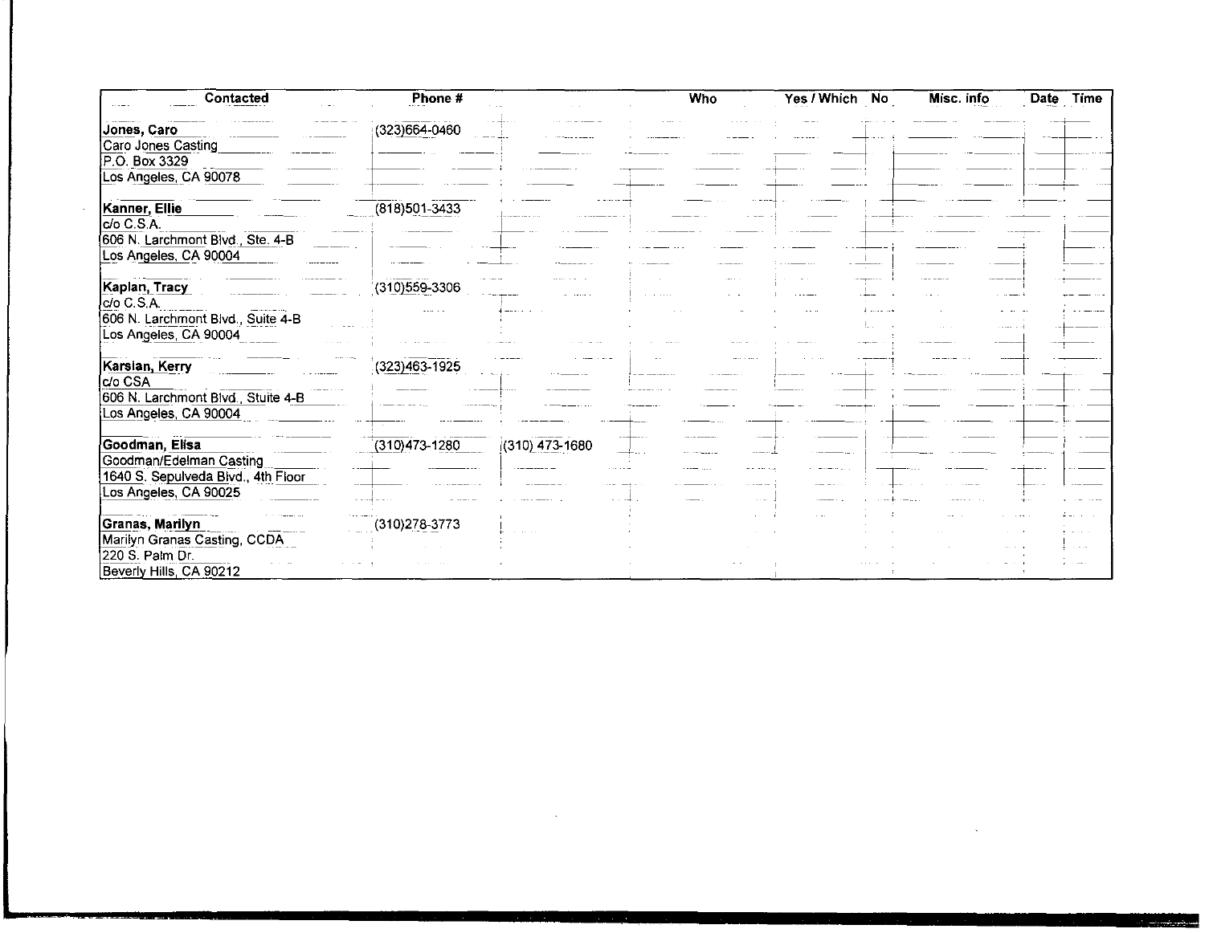| Contacted | Phone # | | Who | Yes / Which | No | Misc. info | Date | Time |
|---|---|---|---|---|---|---|---|---|
| **Jones, Caro**<br>Caro Jones Casting<br>P.O. Box 3329<br>Los Angeles, CA 90078 | (323)664-0460 | | | | | | | |
| **Kanner, Ellie**<br>c/o C.S.A.<br>606 N. Larchmont Blvd., Ste. 4-B<br>Los Angeles, CA 90004 | (818)501-3433 | | | | | | | |
| **Kaplan, Tracy**<br>c/o C.S.A.<br>606 N. Larchmont Blvd., Suite 4-B<br>Los Angeles, CA 90004 | (310)559-3306 | | | | | | | |
| **Karsian, Kerry**<br>c/o CSA<br>606 N. Larchmont Blvd., Stuite 4-B<br>Los Angeles, CA 90004 | (323)463-1925 | | | | | | | |
| **Goodman, Elisa**<br>Goodman/Edelman Casting<br>1640 S. Sepulveda Blvd., 4th Floor<br>Los Angeles, CA 90025 | (310)473-1280 | (310) 473-1680 | | | | | | |
| **Granas, Marilyn**<br>Marilyn Granas Casting, CCDA<br>220 S. Palm Dr.<br>Beverly Hills, CA 90212 | (310)278-3773 | | | | | | | |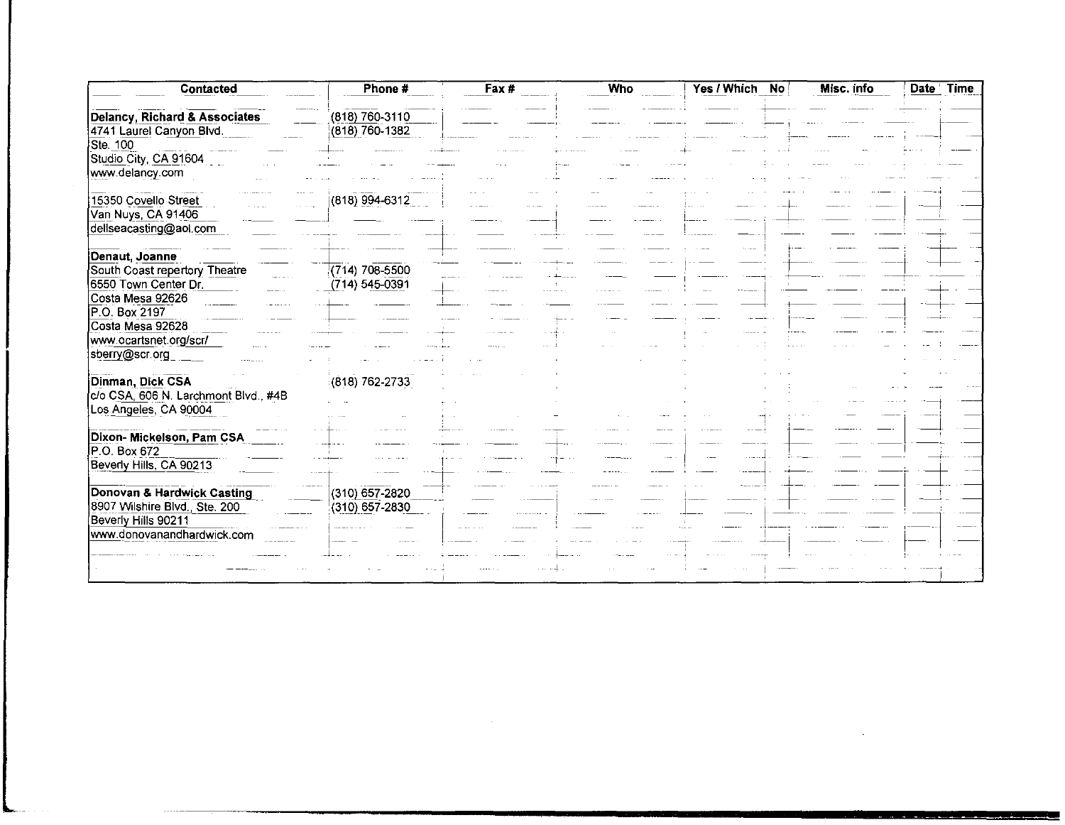| Contacted | Phone # | Fax # | Who | Yes / Which | No | Misc. info | Date | Time |
|---|---|---|---|---|---|---|---|---|
| **Delancy, Richard & Associates** | (818) 760-3110 | | | | | | | |
| 4741 Laurel Canyon Blvd. | (818) 760-1382 | | | | | | | |
| Ste. 100 | | | | | | | | |
| Studio City, CA 91604 | | | | | | | | |
| www.delancy.com | | | | | | | | |
| | | | | | | | | |
| 15350 Covello Street | (818) 994-6312 | | | | | | | |
| Van Nuys, CA 91406 | | | | | | | | |
| dellseacasting@aol.com | | | | | | | | |
| | | | | | | | | |
| **Denaut, Joanne** | | | | | | | | |
| South Coast repertory Theatre | (714) 708-5500 | | | | | | | |
| 6550 Town Center Dr. | (714) 545-0391 | | | | | | | |
| Costa Mesa 92626 | | | | | | | | |
| P.O. Box 2197 | | | | | | | | |
| Costa Mesa 92628 | | | | | | | | |
| www.ocartsnet.org/scr/ | | | | | | | | |
| sberry@scr.org | | | | | | | | |
| | | | | | | | | |
| **Dinman, Dick CSA** | (818) 762-2733 | | | | | | | |
| c/o CSA, 606 N. Larchmont Blvd., #4B | | | | | | | | |
| Los Angeles, CA 90004 | | | | | | | | |
| | | | | | | | | |
| **Dixon- Mickelson, Pam CSA** | | | | | | | | |
| P.O. Box 672 | | | | | | | | |
| Beverly Hills, CA 90213 | | | | | | | | |
| | | | | | | | | |
| **Donovan & Hardwick Casting** | (310) 657-2820 | | | | | | | |
| 8907 Wilshire Blvd., Ste. 200 | (310) 657-2830 | | | | | | | |
| Beverly Hills 90211 | | | | | | | | |
| www.donovanandhardwick.com | | | | | | | | |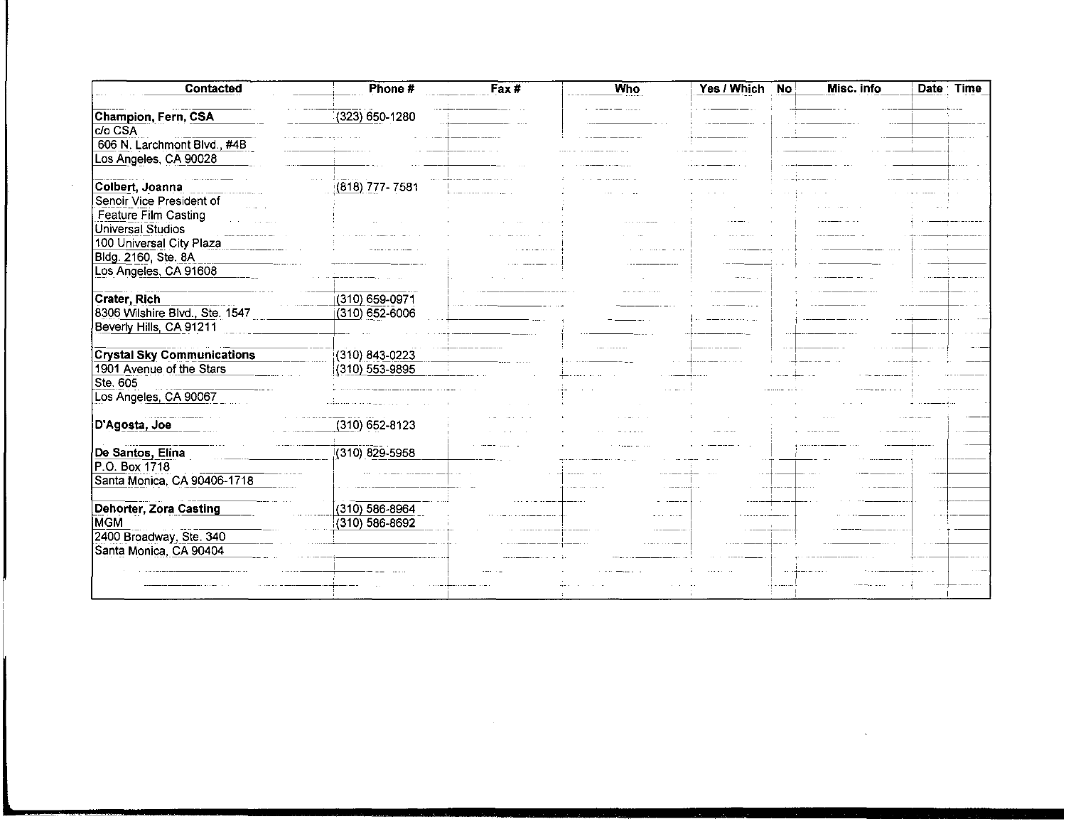| Contacted | Phone # | Fax # | Who | Yes / Which | No | Misc. info | Date | Time |
|---|---|---|---|---|---|---|---|---|
| **Champion, Fern, CSA** | (323) 650-1280 | | | | | | | |
| c/o CSA | | | | | | | | |
| 606 N. Larchmont Blvd., #4B | | | | | | | | |
| Los Angeles, CA 90028 | | | | | | | | |
| | | | | | | | | |
| **Colbert, Joanna** | (818) 777- 7581 | | | | | | | |
| Senoir Vice President of | | | | | | | | |
| Feature Film Casting | | | | | | | | |
| Universal Studios | | | | | | | | |
| 100 Universal City Plaza | | | | | | | | |
| Bldg. 2160, Ste. 8A | | | | | | | | |
| Los Angeles, CA 91608 | | | | | | | | |
| | | | | | | | | |
| **Crater, Rich** | (310) 659-0971 | | | | | | | |
| 8306 Wilshire Blvd., Ste. 1547 | (310) 652-6006 | | | | | | | |
| Beverly Hills, CA 91211 | | | | | | | | |
| | | | | | | | | |
| **Crystal Sky Communications** | (310) 843-0223 | | | | | | | |
| 1901 Avenue of the Stars | (310) 553-9895 | | | | | | | |
| Ste. 605 | | | | | | | | |
| Los Angeles, CA 90067 | | | | | | | | |
| | | | | | | | | |
| **D'Agosta, Joe** | (310) 652-8123 | | | | | | | |
| | | | | | | | | |
| **De Santos, Elina** | (310) 829-5958 | | | | | | | |
| P.O. Box 1718 | | | | | | | | |
| Santa Monica, CA 90406-1718 | | | | | | | | |
| | | | | | | | | |
| **Dehorter, Zora Casting** | (310) 586-8964 | | | | | | | |
| MGM | (310) 586-8692 | | | | | | | |
| 2400 Broadway, Ste. 340 | | | | | | | | |
| Santa Monica, CA 90404 | | | | | | | | |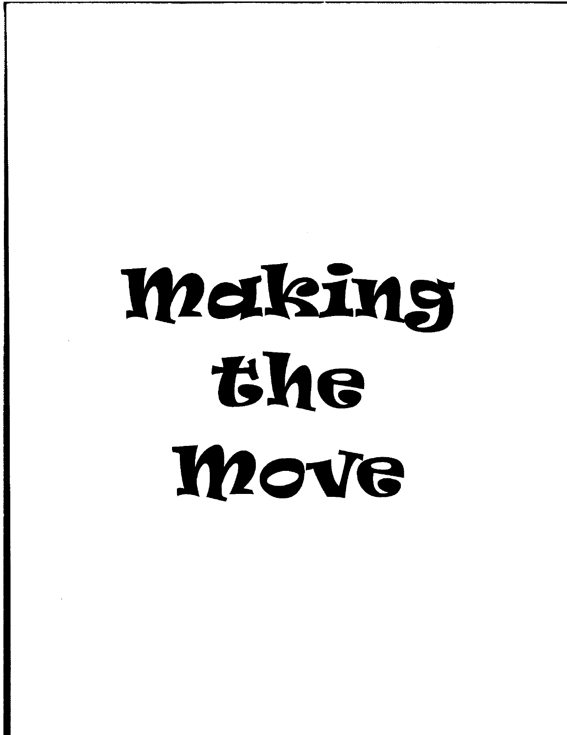# Making the Move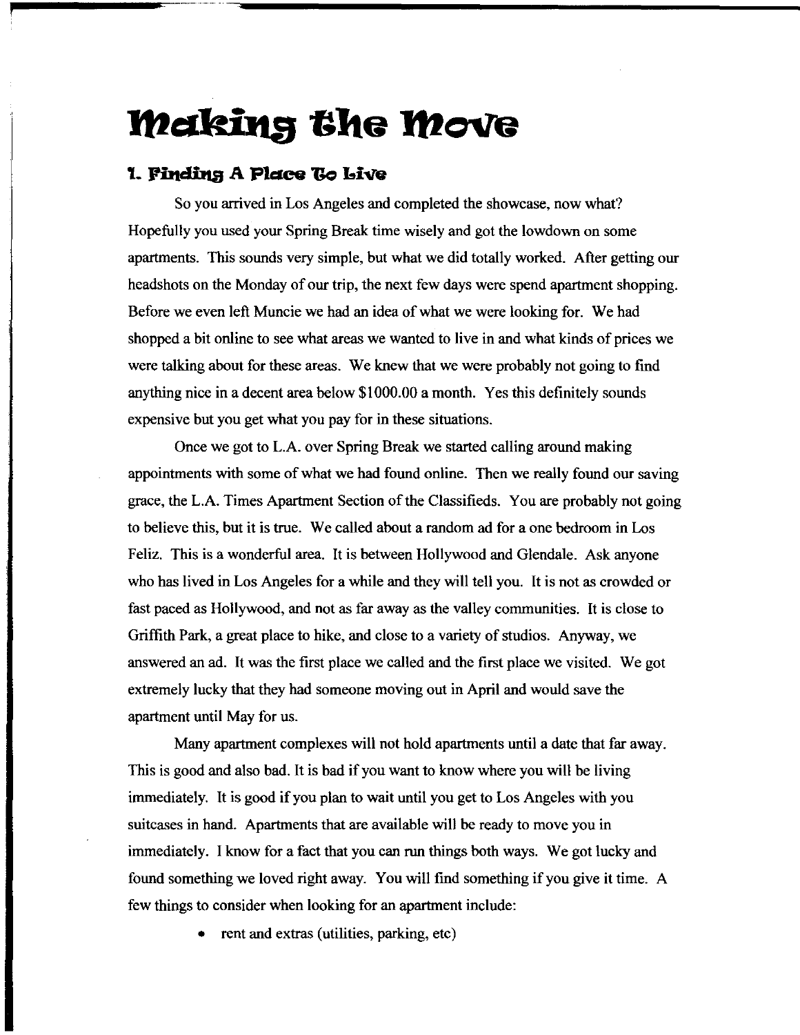# Making the Move

## 1. Finding A Place To Live

So you arrived in Los Angeles and completed the showcase, now what? Hopefully you used your Spring Break time wisely and got the lowdown on some apartments. This sounds very simple, but what we did totally worked. After getting our headshots on the Monday of our trip, the next few days were spend apartment shopping. Before we even left Muncie we had an idea of what we were looking for. We had shopped a bit online to see what areas we wanted to live in and what kinds of prices we were talking about for these areas. We knew that we were probably not going to find anything nice in a decent area below $1000.00 a month. Yes this definitely sounds expensive but you get what you pay for in these situations.

Once we got to L.A. over Spring Break we started calling around making appointments with some of what we had found online. Then we really found our saving grace, the L.A. Times Apartment Section of the Classifieds. You are probably not going to believe this, but it is true. We called about a random ad for a one bedroom in Los Feliz. This is a wonderful area. It is between Hollywood and Glendale. Ask anyone who has lived in Los Angeles for a while and they will tell you. It is not as crowded or fast paced as Hollywood, and not as far away as the valley communities. It is close to Griffith Park, a great place to hike, and close to a variety of studios. Anyway, we answered an ad. It was the first place we called and the first place we visited. We got extremely lucky that they had someone moving out in April and would save the apartment until May for us.

Many apartment complexes will not hold apartments until a date that far away. This is good and also bad. It is bad if you want to know where you will be living immediately. It is good if you plan to wait until you get to Los Angeles with you suitcases in hand. Apartments that are available will be ready to move you in immediately. I know for a fact that you can run things both ways. We got lucky and found something we loved right away. You will find something if you give it time. A few things to consider when looking for an apartment include:

- rent and extras (utilities, parking, etc)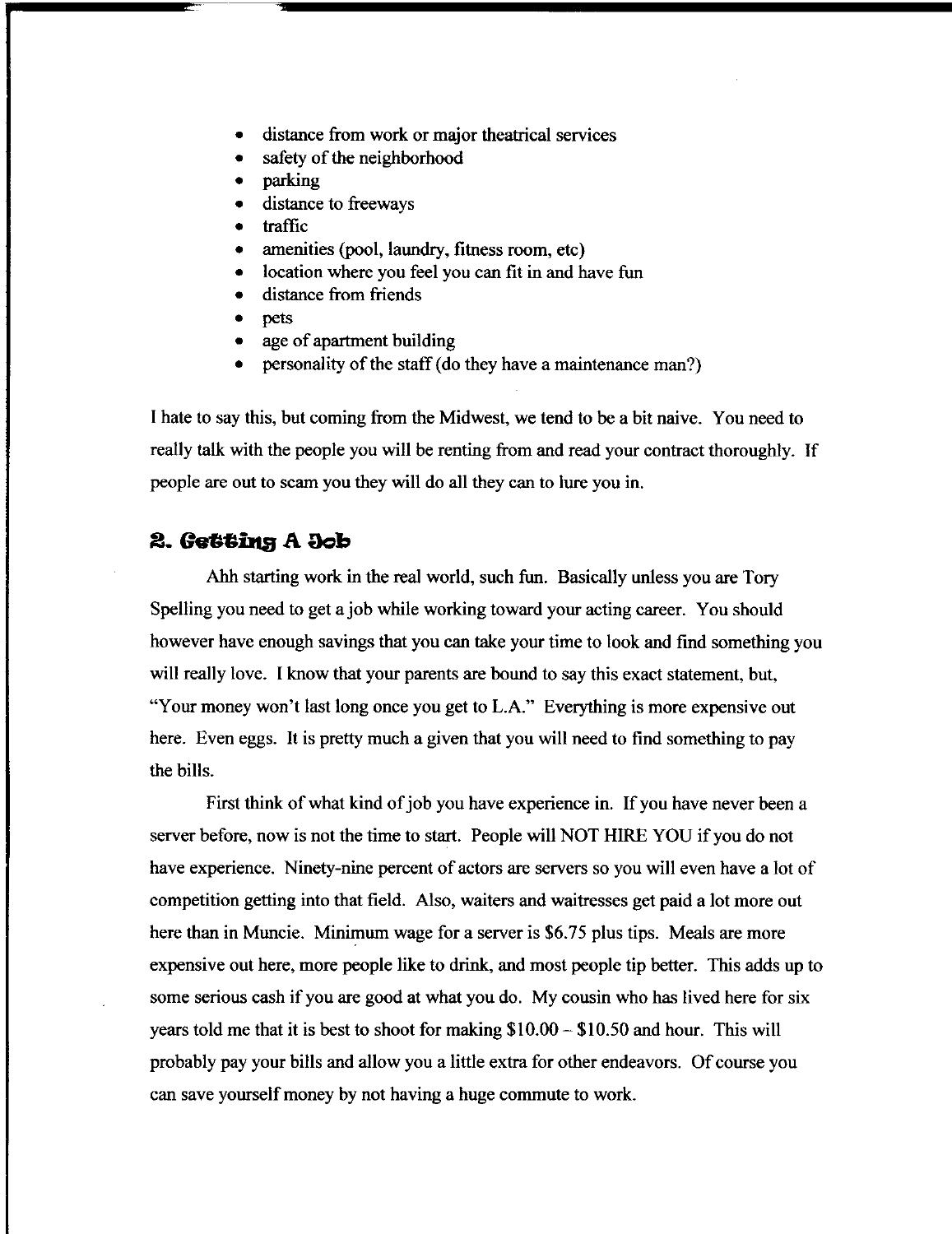- distance from work or major theatrical services
- safety of the neighborhood
- parking
- distance to freeways
- traffic
- amenities (pool, laundry, fitness room, etc)
- location where you feel you can fit in and have fun
- distance from friends
- pets
- age of apartment building
- personality of the staff (do they have a maintenance man?)

I hate to say this, but coming from the Midwest, we tend to be a bit naive. You need to really talk with the people you will be renting from and read your contract thoroughly. If people are out to scam you they will do all they can to lure you in.

## 2. Getting A Job

Ahh starting work in the real world, such fun. Basically unless you are Tory Spelling you need to get a job while working toward your acting career. You should however have enough savings that you can take your time to look and find something you will really love. I know that your parents are bound to say this exact statement, but, "Your money won't last long once you get to L.A." Everything is more expensive out here. Even eggs. It is pretty much a given that you will need to find something to pay the bills.

First think of what kind of job you have experience in. If you have never been a server before, now is not the time to start. People will NOT HIRE YOU if you do not have experience. Ninety-nine percent of actors are servers so you will even have a lot of competition getting into that field. Also, waiters and waitresses get paid a lot more out here than in Muncie. Minimum wage for a server is $6.75 plus tips. Meals are more expensive out here, more people like to drink, and most people tip better. This adds up to some serious cash if you are good at what you do. My cousin who has lived here for six years told me that it is best to shoot for making $10.00 – $10.50 and hour. This will probably pay your bills and allow you a little extra for other endeavors. Of course you can save yourself money by not having a huge commute to work.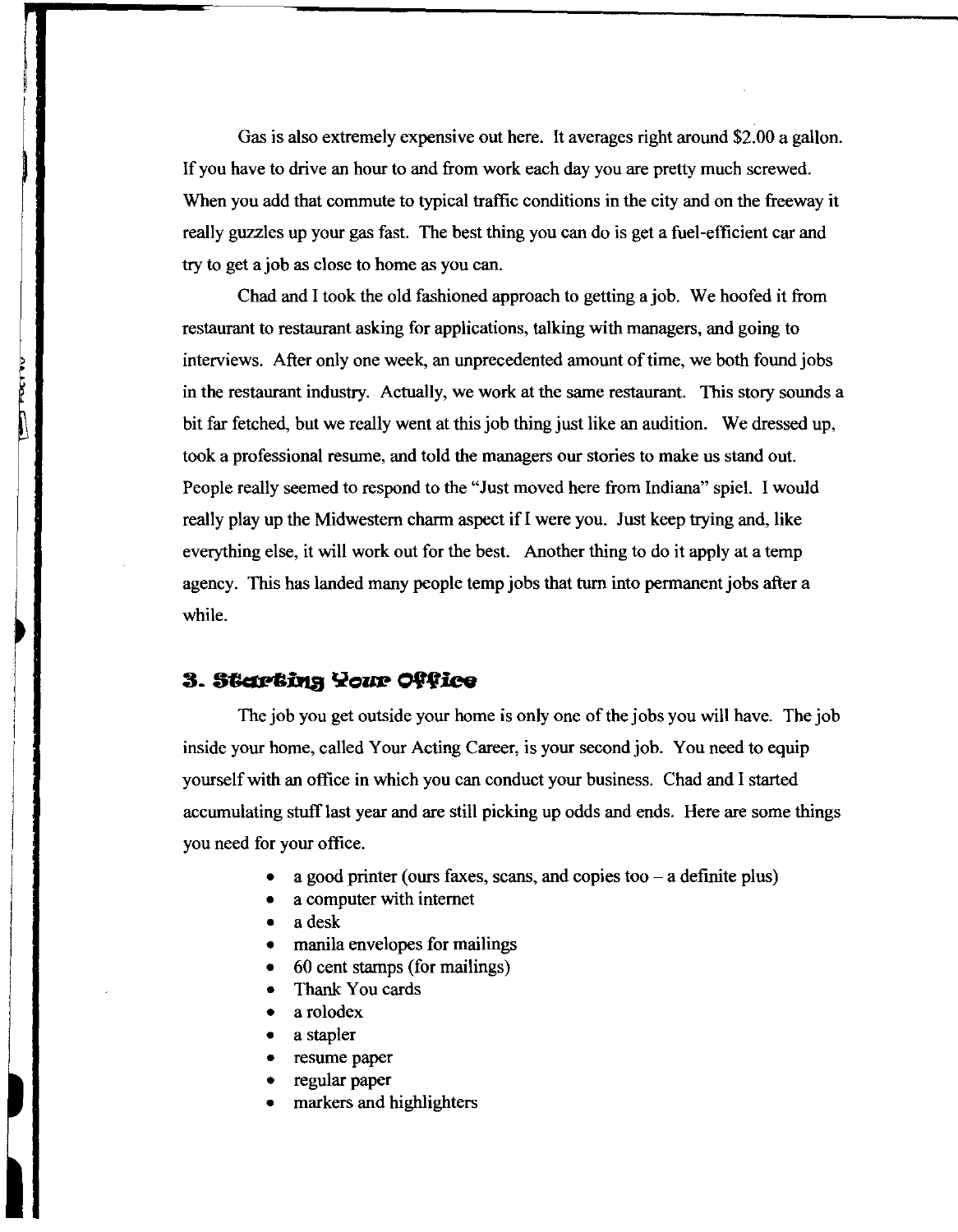Gas is also extremely expensive out here. It averages right around $2.00 a gallon. If you have to drive an hour to and from work each day you are pretty much screwed. When you add that commute to typical traffic conditions in the city and on the freeway it really guzzles up your gas fast. The best thing you can do is get a fuel-efficient car and try to get a job as close to home as you can.

Chad and I took the old fashioned approach to getting a job. We hoofed it from restaurant to restaurant asking for applications, talking with managers, and going to interviews. After only one week, an unprecedented amount of time, we both found jobs in the restaurant industry. Actually, we work at the same restaurant. This story sounds a bit far fetched, but we really went at this job thing just like an audition. We dressed up, took a professional resume, and told the managers our stories to make us stand out. People really seemed to respond to the "Just moved here from Indiana" spiel. I would really play up the Midwestern charm aspect if I were you. Just keep trying and, like everything else, it will work out for the best. Another thing to do it apply at a temp agency. This has landed many people temp jobs that turn into permanent jobs after a while.

## 3. Starting Your Office

The job you get outside your home is only one of the jobs you will have. The job inside your home, called Your Acting Career, is your second job. You need to equip yourself with an office in which you can conduct your business. Chad and I started accumulating stuff last year and are still picking up odds and ends. Here are some things you need for your office.

- a good printer (ours faxes, scans, and copies too – a definite plus)
- a computer with internet
- a desk
- manila envelopes for mailings
- 60 cent stamps (for mailings)
- Thank You cards
- a rolodex
- a stapler
- resume paper
- regular paper
- markers and highlighters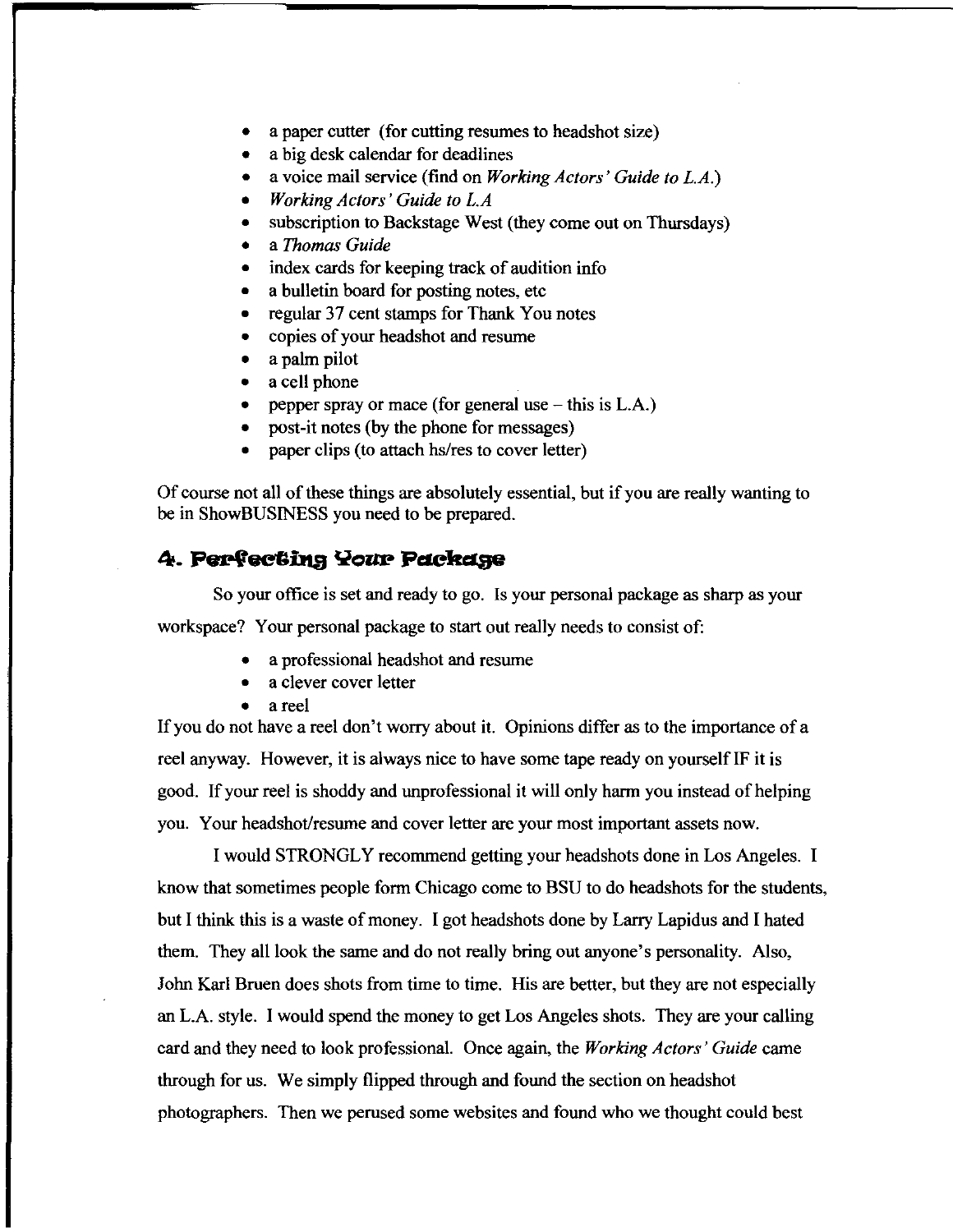- a paper cutter (for cutting resumes to headshot size)
- a big desk calendar for deadlines
- a voice mail service (find on *Working Actors' Guide to L.A.*)
- *Working Actors' Guide to L.A*
- subscription to Backstage West (they come out on Thursdays)
- a *Thomas Guide*
- index cards for keeping track of audition info
- a bulletin board for posting notes, etc
- regular 37 cent stamps for Thank You notes
- copies of your headshot and resume
- a palm pilot
- a cell phone
- pepper spray or mace (for general use – this is L.A.)
- post-it notes (by the phone for messages)
- paper clips (to attach hs/res to cover letter)

Of course not all of these things are absolutely essential, but if you are really wanting to be in ShowBUSINESS you need to be prepared.

## 4. Perfecting Your Package

So your office is set and ready to go. Is your personal package as sharp as your workspace? Your personal package to start out really needs to consist of:

- a professional headshot and resume
- a clever cover letter
- a reel

If you do not have a reel don't worry about it. Opinions differ as to the importance of a reel anyway. However, it is always nice to have some tape ready on yourself IF it is good. If your reel is shoddy and unprofessional it will only harm you instead of helping you. Your headshot/resume and cover letter are your most important assets now.

I would STRONGLY recommend getting your headshots done in Los Angeles. I know that sometimes people form Chicago come to BSU to do headshots for the students, but I think this is a waste of money. I got headshots done by Larry Lapidus and I hated them. They all look the same and do not really bring out anyone's personality. Also, John Karl Bruen does shots from time to time. His are better, but they are not especially an L.A. style. I would spend the money to get Los Angeles shots. They are your calling card and they need to look professional. Once again, the *Working Actors' Guide* came through for us. We simply flipped through and found the section on headshot photographers. Then we perused some websites and found who we thought could best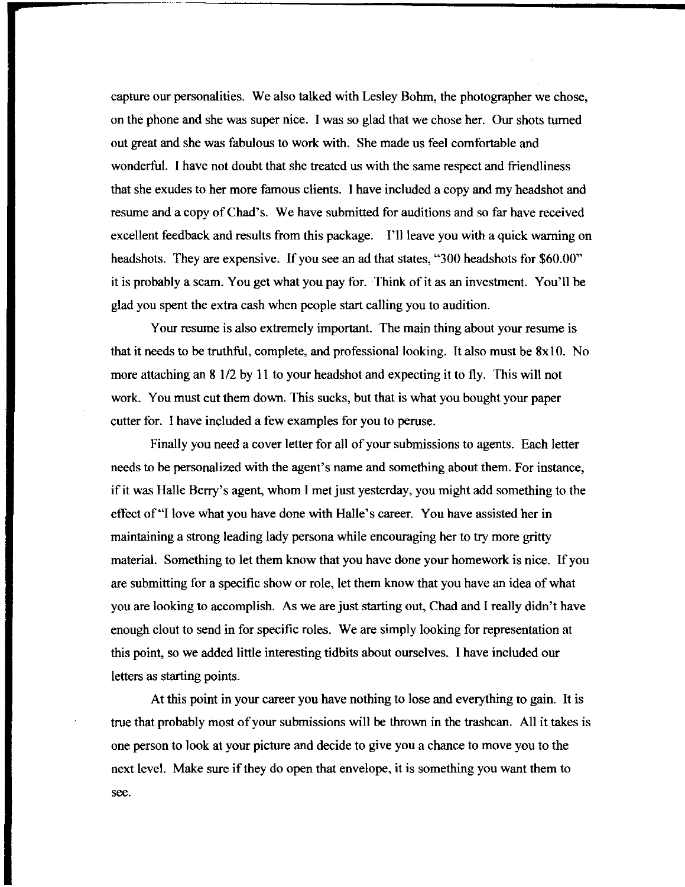capture our personalities. We also talked with Lesley Bohm, the photographer we chose, on the phone and she was super nice. I was so glad that we chose her. Our shots turned out great and she was fabulous to work with. She made us feel comfortable and wonderful. I have not doubt that she treated us with the same respect and friendliness that she exudes to her more famous clients. I have included a copy and my headshot and resume and a copy of Chad's. We have submitted for auditions and so far have received excellent feedback and results from this package. I'll leave you with a quick warning on headshots. They are expensive. If you see an ad that states, "300 headshots for $60.00" it is probably a scam. You get what you pay for. Think of it as an investment. You'll be glad you spent the extra cash when people start calling you to audition.

Your resume is also extremely important. The main thing about your resume is that it needs to be truthful, complete, and professional looking. It also must be 8x10. No more attaching an 8 1/2 by 11 to your headshot and expecting it to fly. This will not work. You must cut them down. This sucks, but that is what you bought your paper cutter for. I have included a few examples for you to peruse.

Finally you need a cover letter for all of your submissions to agents. Each letter needs to be personalized with the agent's name and something about them. For instance, if it was Halle Berry's agent, whom I met just yesterday, you might add something to the effect of "I love what you have done with Halle's career. You have assisted her in maintaining a strong leading lady persona while encouraging her to try more gritty material. Something to let them know that you have done your homework is nice. If you are submitting for a specific show or role, let them know that you have an idea of what you are looking to accomplish. As we are just starting out, Chad and I really didn't have enough clout to send in for specific roles. We are simply looking for representation at this point, so we added little interesting tidbits about ourselves. I have included our letters as starting points.

At this point in your career you have nothing to lose and everything to gain. It is true that probably most of your submissions will be thrown in the trashcan. All it takes is one person to look at your picture and decide to give you a chance to move you to the next level. Make sure if they do open that envelope, it is something you want them to see.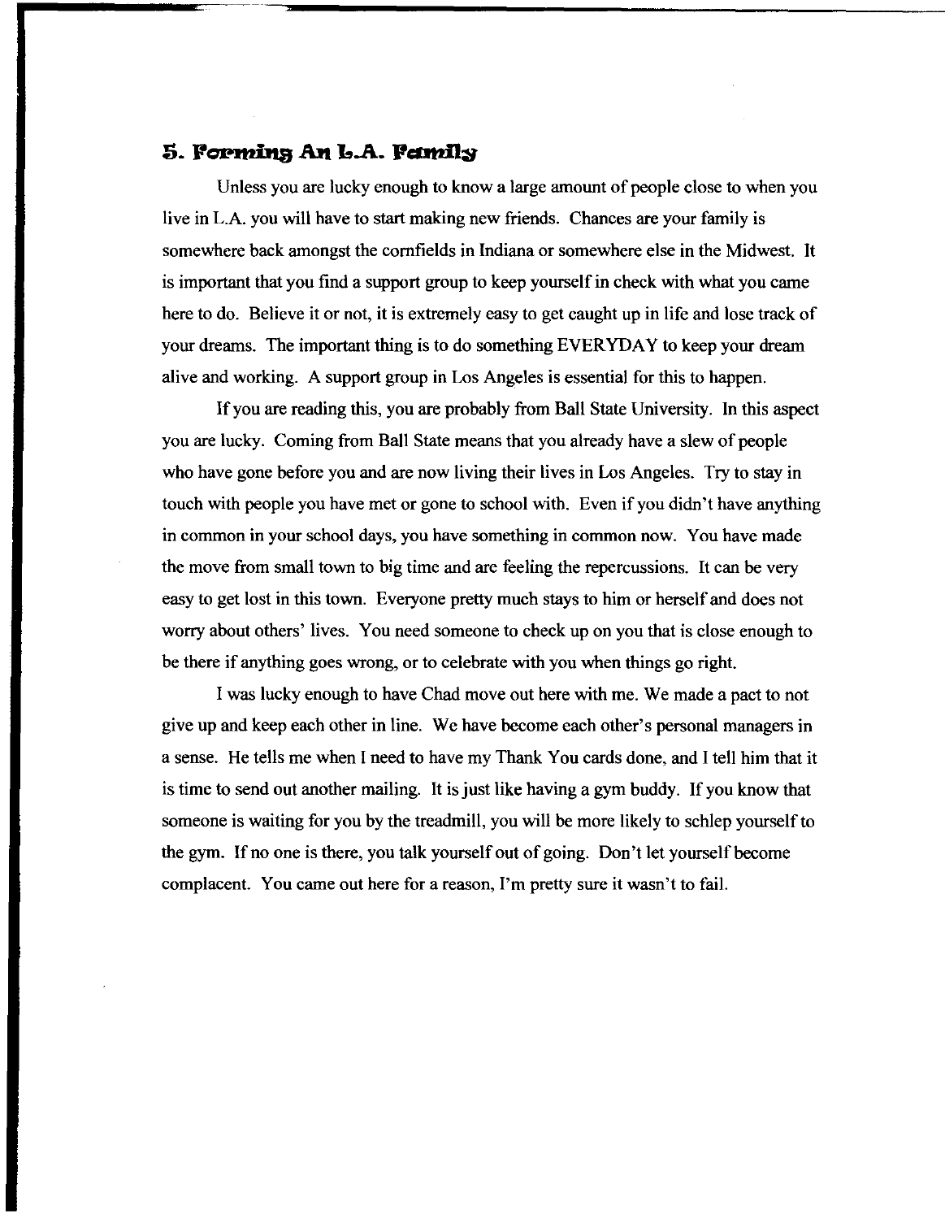## 5. Forming An L.A. Family

Unless you are lucky enough to know a large amount of people close to when you live in L.A. you will have to start making new friends. Chances are your family is somewhere back amongst the cornfields in Indiana or somewhere else in the Midwest. It is important that you find a support group to keep yourself in check with what you came here to do. Believe it or not, it is extremely easy to get caught up in life and lose track of your dreams. The important thing is to do something EVERYDAY to keep your dream alive and working. A support group in Los Angeles is essential for this to happen.

If you are reading this, you are probably from Ball State University. In this aspect you are lucky. Coming from Ball State means that you already have a slew of people who have gone before you and are now living their lives in Los Angeles. Try to stay in touch with people you have met or gone to school with. Even if you didn't have anything in common in your school days, you have something in common now. You have made the move from small town to big time and are feeling the repercussions. It can be very easy to get lost in this town. Everyone pretty much stays to him or herself and does not worry about others' lives. You need someone to check up on you that is close enough to be there if anything goes wrong, or to celebrate with you when things go right.

I was lucky enough to have Chad move out here with me. We made a pact to not give up and keep each other in line. We have become each other's personal managers in a sense. He tells me when I need to have my Thank You cards done, and I tell him that it is time to send out another mailing. It is just like having a gym buddy. If you know that someone is waiting for you by the treadmill, you will be more likely to schlep yourself to the gym. If no one is there, you talk yourself out of going. Don't let yourself become complacent. You came out here for a reason, I'm pretty sure it wasn't to fail.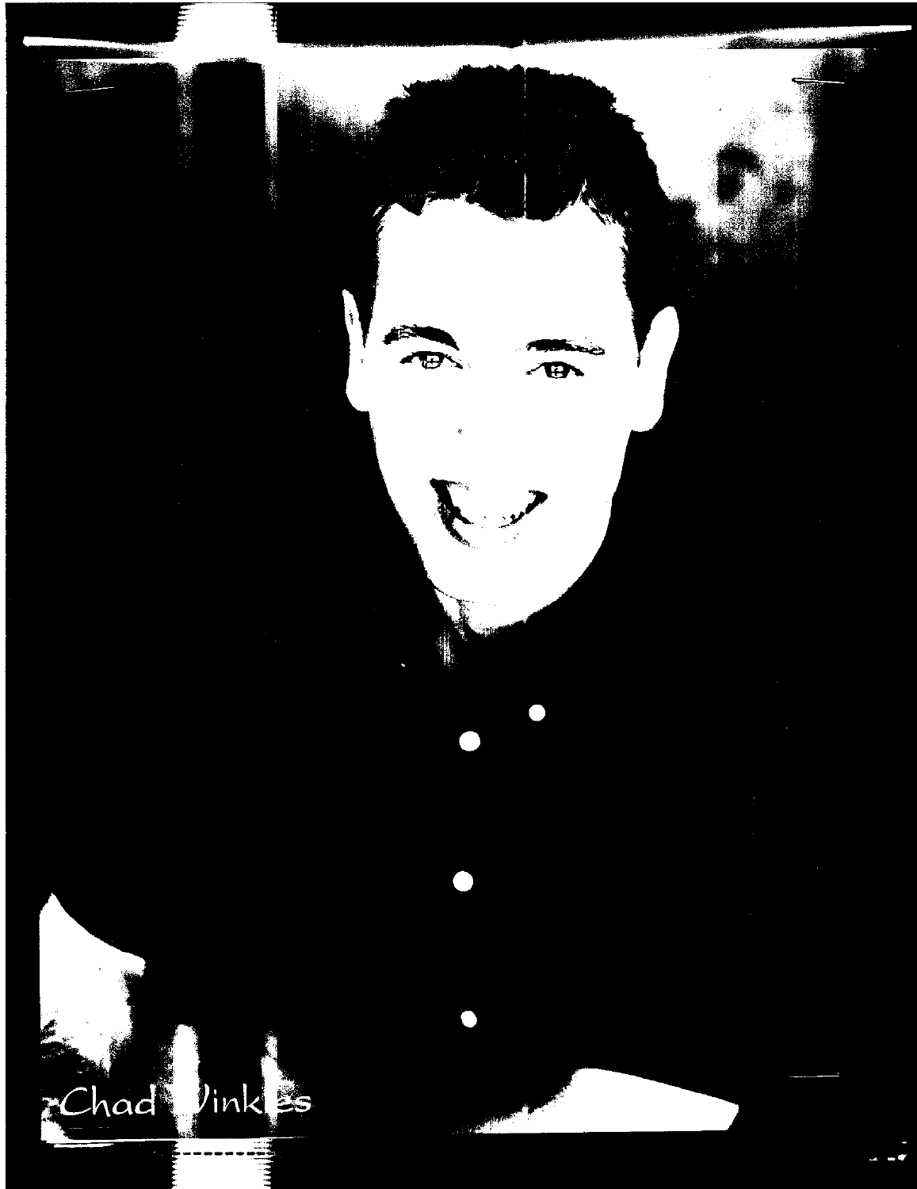Chad Winkles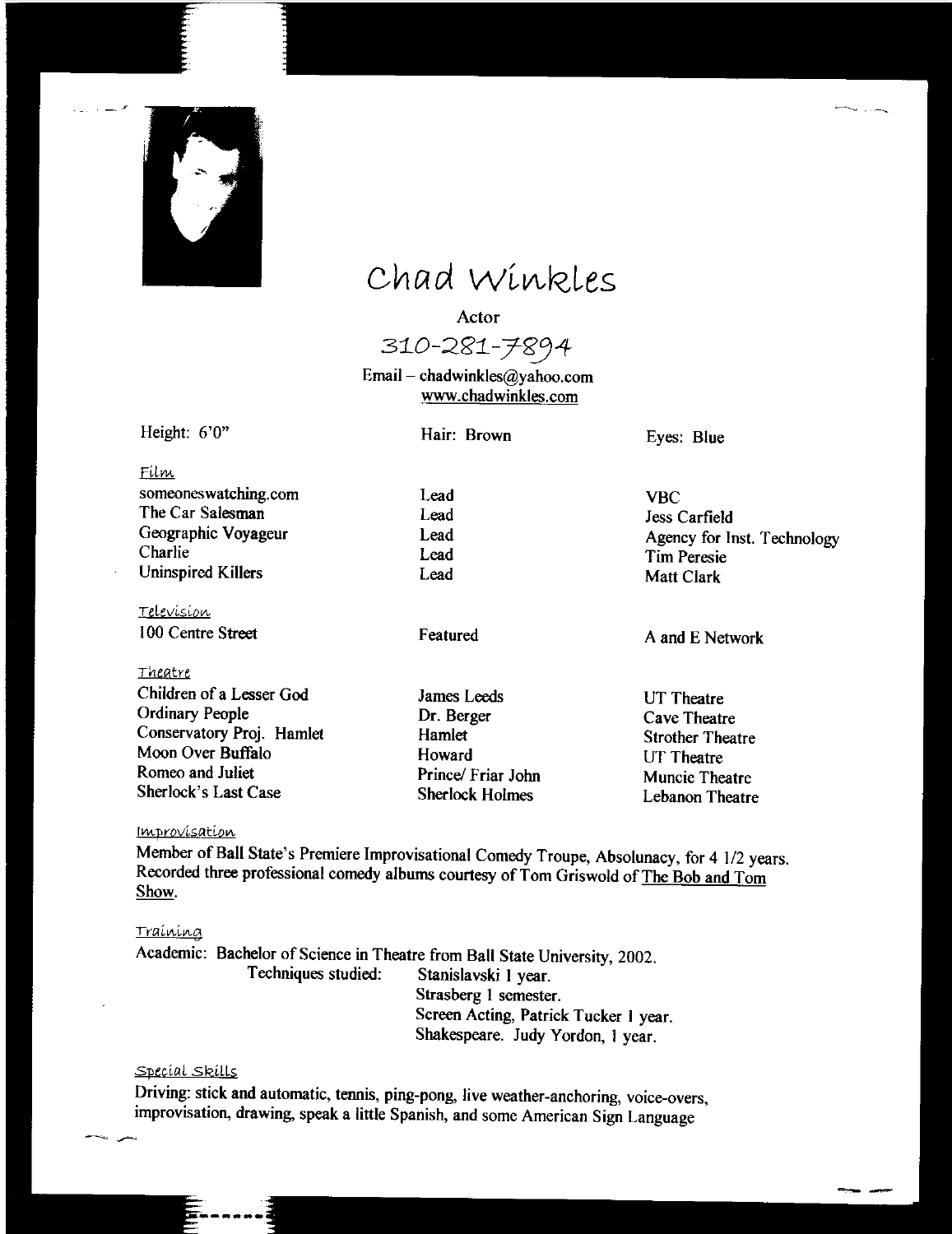# Chad Winkles

Actor

310-281-7894

Email – chadwinkles@yahoo.com

www.chadwinkles.com

Height: 6'0" | Hair: Brown | Eyes: Blue

### Film

| | | |
|---|---|---|
| someoneswatching.com | Lead | VBC |
| The Car Salesman | Lead | Jess Carfield |
| Geographic Voyageur | Lead | Agency for Inst. Technology |
| Charlie | Lead | Tim Peresie |
| Uninspired Killers | Lead | Matt Clark |

### Television

| | | |
|---|---|---|
| 100 Centre Street | Featured | A and E Network |

### Theatre

| | | |
|---|---|---|
| Children of a Lesser God | James Leeds | UT Theatre |
| Ordinary People | Dr. Berger | Cave Theatre |
| Conservatory Proj. Hamlet | Hamlet | Strother Theatre |
| Moon Over Buffalo | Howard | UT Theatre |
| Romeo and Juliet | Prince/ Friar John | Muncie Theatre |
| Sherlock's Last Case | Sherlock Holmes | Lebanon Theatre |

### Improvisation

Member of Ball State's Premiere Improvisational Comedy Troupe, Absolunacy, for 4 1/2 years. Recorded three professional comedy albums courtesy of Tom Griswold of The Bob and Tom Show.

### Training

Academic: Bachelor of Science in Theatre from Ball State University, 2002.

Techniques studied:
- Stanislavski 1 year.
- Strasberg 1 semester.
- Screen Acting, Patrick Tucker 1 year.
- Shakespeare. Judy Yordon, 1 year.

### Special Skills

Driving: stick and automatic, tennis, ping-pong, live weather-anchoring, voice-overs, improvisation, drawing, speak a little Spanish, and some American Sign Language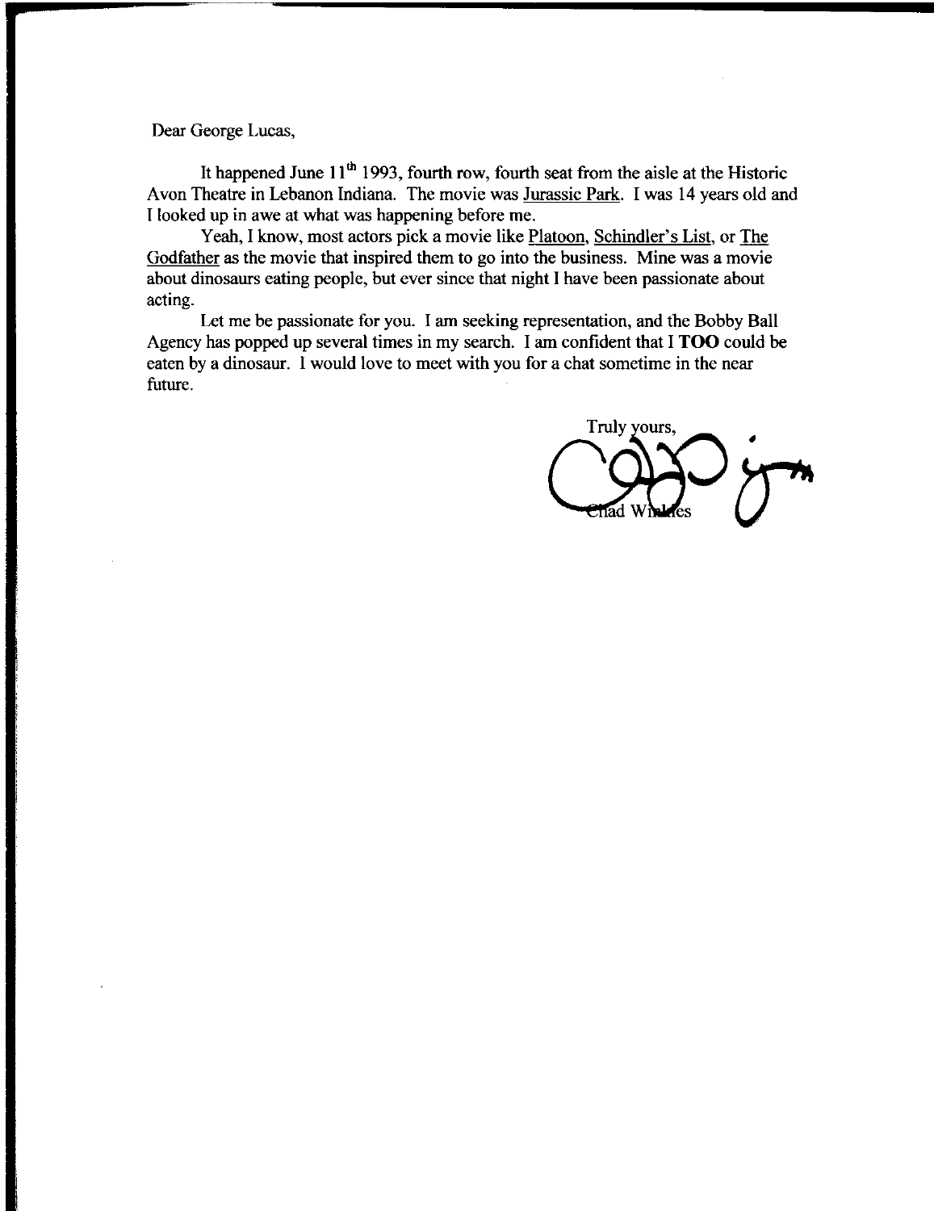Dear George Lucas,

It happened June 11th 1993, fourth row, fourth seat from the aisle at the Historic Avon Theatre in Lebanon Indiana. The movie was Jurassic Park. I was 14 years old and I looked up in awe at what was happening before me.

Yeah, I know, most actors pick a movie like Platoon, Schindler's List, or The Godfather as the movie that inspired them to go into the business. Mine was a movie about dinosaurs eating people, but ever since that night I have been passionate about acting.

Let me be passionate for you. I am seeking representation, and the Bobby Ball Agency has popped up several times in my search. I am confident that I **TOO** could be eaten by a dinosaur. I would love to meet with you for a chat sometime in the near future.

Truly yours,

Chad Winkles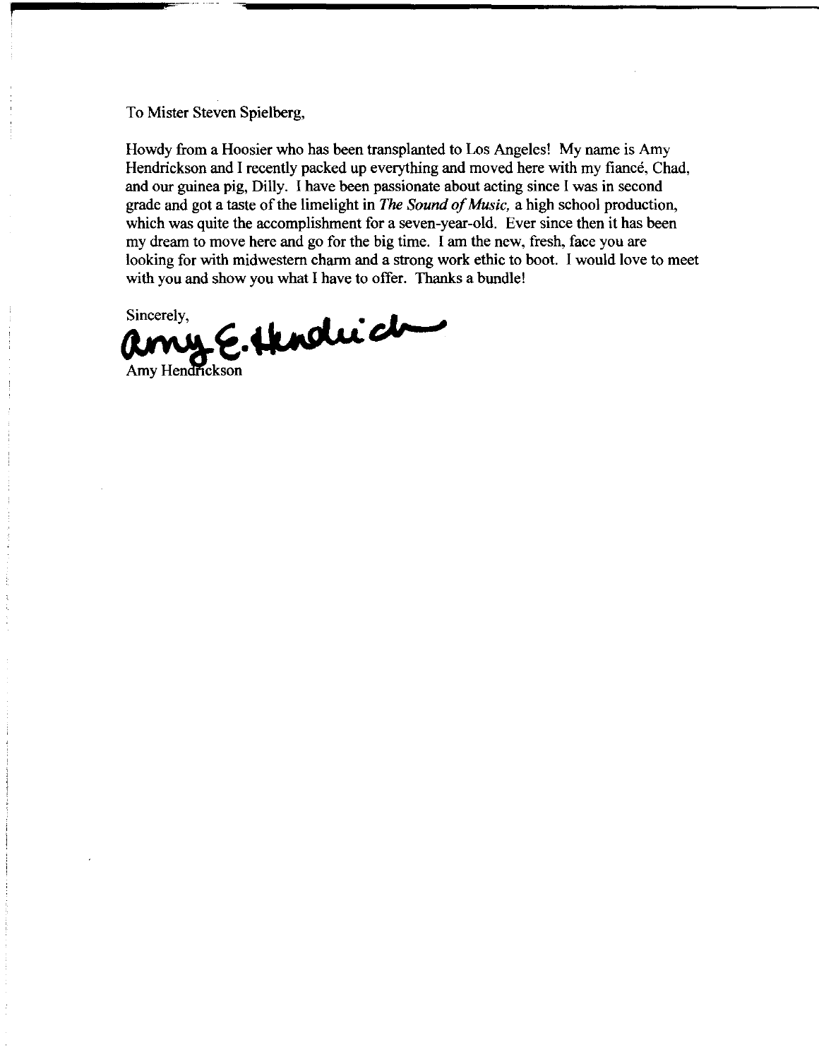To Mister Steven Spielberg,

Howdy from a Hoosier who has been transplanted to Los Angeles! My name is Amy Hendrickson and I recently packed up everything and moved here with my fiancé, Chad, and our guinea pig, Dilly. I have been passionate about acting since I was in second grade and got a taste of the limelight in *The Sound of Music,* a high school production, which was quite the accomplishment for a seven-year-old. Ever since then it has been my dream to move here and go for the big time. I am the new, fresh, face you are looking for with midwestern charm and a strong work ethic to boot. I would love to meet with you and show you what I have to offer. Thanks a bundle!

Sincerely,

Amy E. Hendrickson

Amy Hendrickson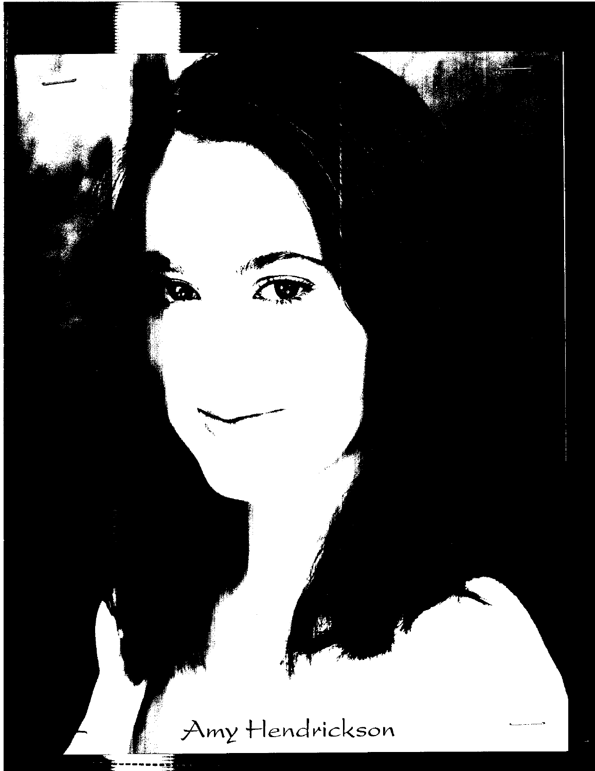Amy Hendrickson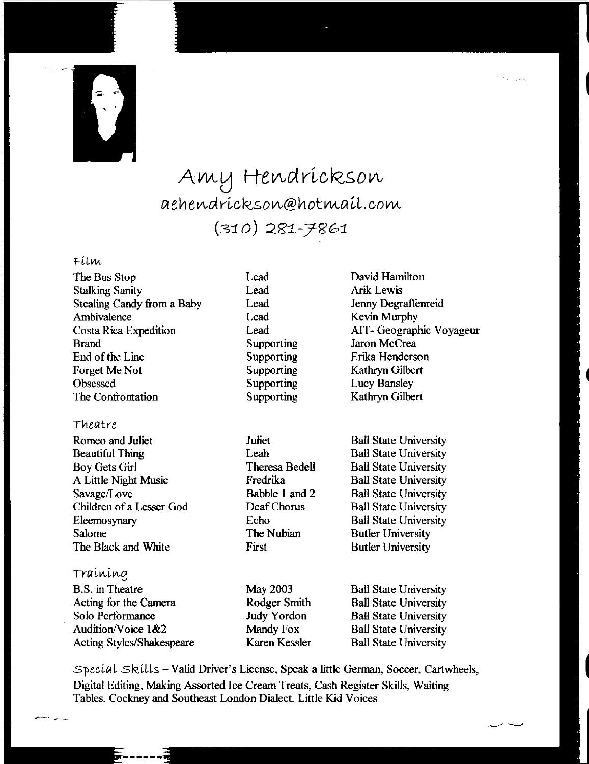# Amy Hendrickson

aehendrickson@hotmail.com

(310) 281-7861

## Film

| | | |
|---|---|---|
| The Bus Stop | Lead | David Hamilton |
| Stalking Sanity | Lead | Arik Lewis |
| Stealing Candy from a Baby | Lead | Jenny Degraffenreid |
| Ambivalence | Lead | Kevin Murphy |
| Costa Rica Expedition | Lead | AIT- Geographic Voyageur |
| Brand | Supporting | Jaron McCrea |
| End of the Line | Supporting | Erika Henderson |
| Forget Me Not | Supporting | Kathryn Gilbert |
| Obsessed | Supporting | Lucy Bansley |
| The Confrontation | Supporting | Kathryn Gilbert |

## Theatre

| | | |
|---|---|---|
| Romeo and Juliet | Juliet | Ball State University |
| Beautiful Thing | Leah | Ball State University |
| Boy Gets Girl | Theresa Bedell | Ball State University |
| A Little Night Music | Fredrika | Ball State University |
| Savage/Love | Babble 1 and 2 | Ball State University |
| Children of a Lesser God | Deaf Chorus | Ball State University |
| Eleemosynary | Echo | Ball State University |
| Salome | The Nubian | Butler University |
| The Black and White | First | Butler University |

## Training

| | | |
|---|---|---|
| B.S. in Theatre | May 2003 | Ball State University |
| Acting for the Camera | Rodger Smith | Ball State University |
| Solo Performance | Judy Yordon | Ball State University |
| Audition/Voice 1&2 | Mandy Fox | Ball State University |
| Acting Styles/Shakespeare | Karen Kessler | Ball State University |

**Special Skills** – Valid Driver's License, Speak a little German, Soccer, Cartwheels, Digital Editing, Making Assorted Ice Cream Treats, Cash Register Skills, Waiting Tables, Cockney and Southeast London Dialect, Little Kid Voices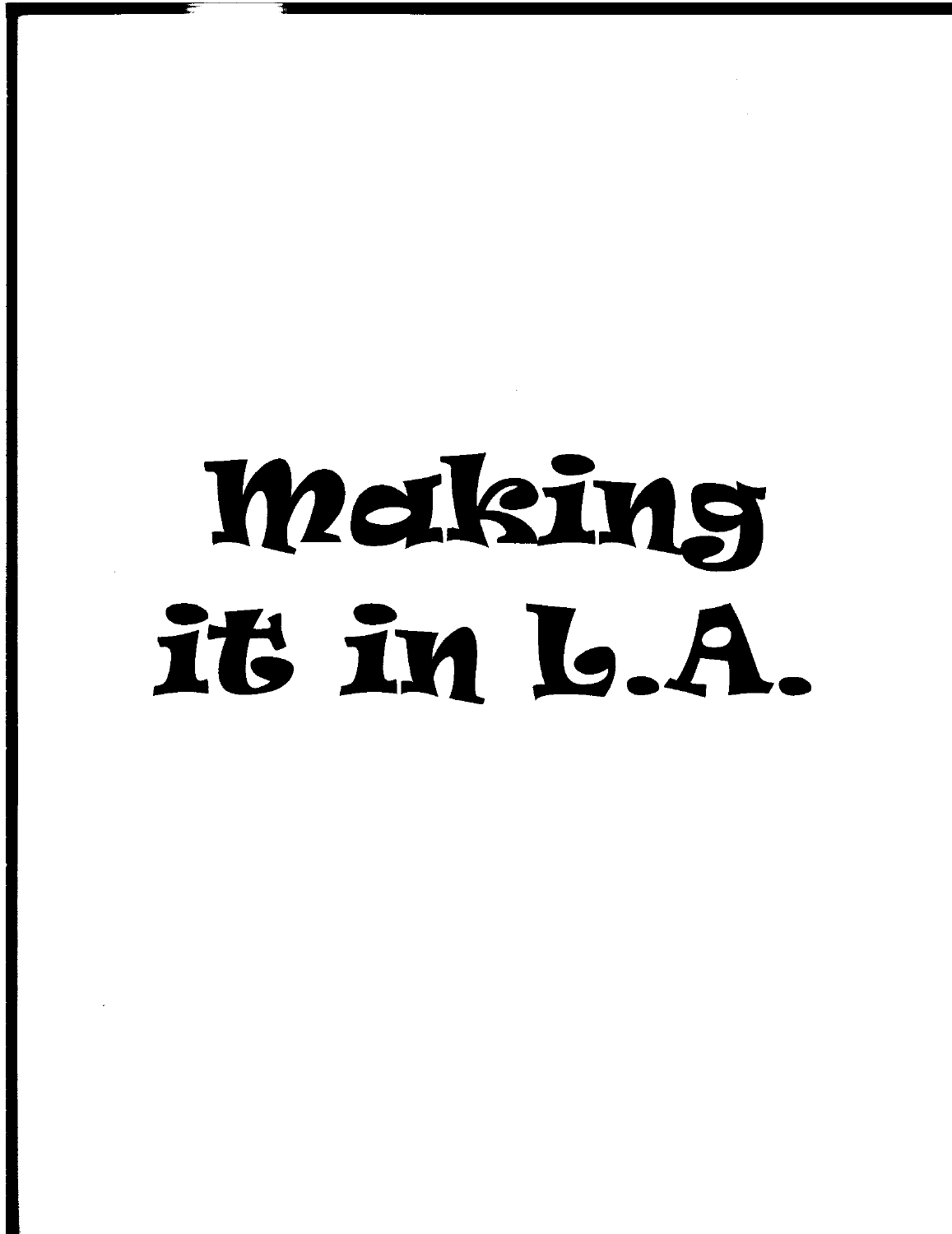# Making it in L.A.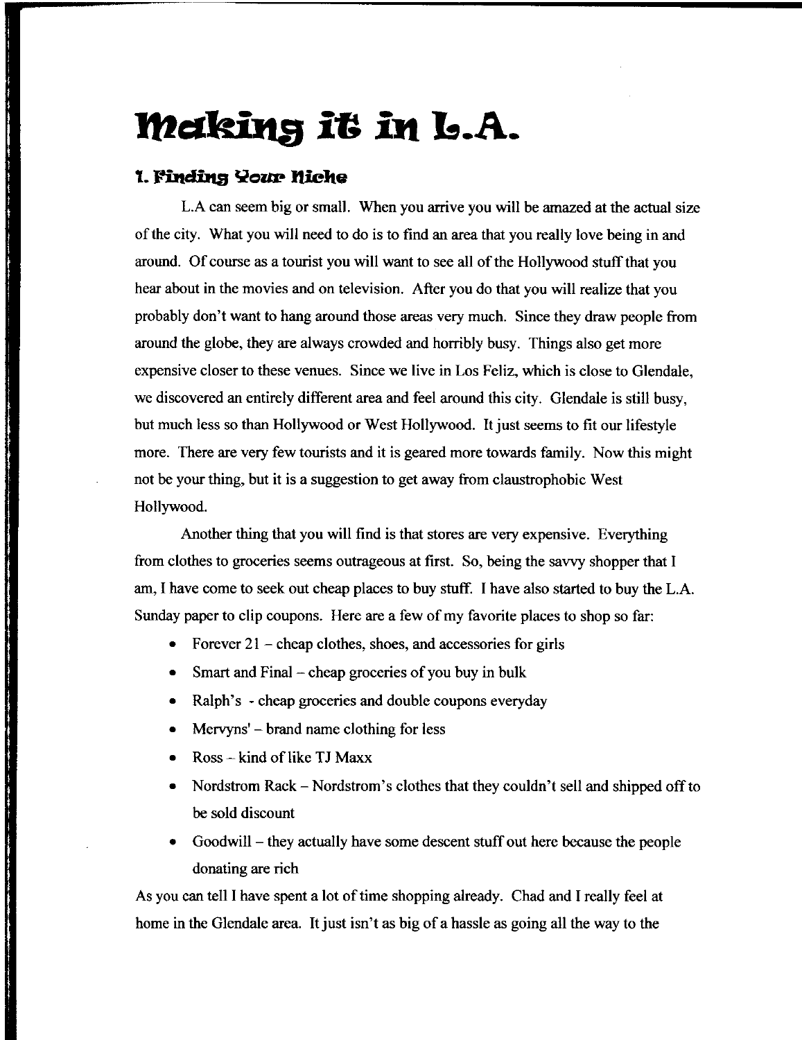# Making it in L.A.

## 1. Finding Your Niche

L.A can seem big or small. When you arrive you will be amazed at the actual size of the city. What you will need to do is to find an area that you really love being in and around. Of course as a tourist you will want to see all of the Hollywood stuff that you hear about in the movies and on television. After you do that you will realize that you probably don't want to hang around those areas very much. Since they draw people from around the globe, they are always crowded and horribly busy. Things also get more expensive closer to these venues. Since we live in Los Feliz, which is close to Glendale, we discovered an entirely different area and feel around this city. Glendale is still busy, but much less so than Hollywood or West Hollywood. It just seems to fit our lifestyle more. There are very few tourists and it is geared more towards family. Now this might not be your thing, but it is a suggestion to get away from claustrophobic West Hollywood.

Another thing that you will find is that stores are very expensive. Everything from clothes to groceries seems outrageous at first. So, being the savvy shopper that I am, I have come to seek out cheap places to buy stuff. I have also started to buy the L.A. Sunday paper to clip coupons. Here are a few of my favorite places to shop so far:

- Forever 21 – cheap clothes, shoes, and accessories for girls
- Smart and Final – cheap groceries of you buy in bulk
- Ralph's - cheap groceries and double coupons everyday
- Mervyns' – brand name clothing for less
- Ross – kind of like TJ Maxx
- Nordstrom Rack – Nordstrom's clothes that they couldn't sell and shipped off to be sold discount
- Goodwill – they actually have some descent stuff out here because the people donating are rich

As you can tell I have spent a lot of time shopping already. Chad and I really feel at home in the Glendale area. It just isn't as big of a hassle as going all the way to the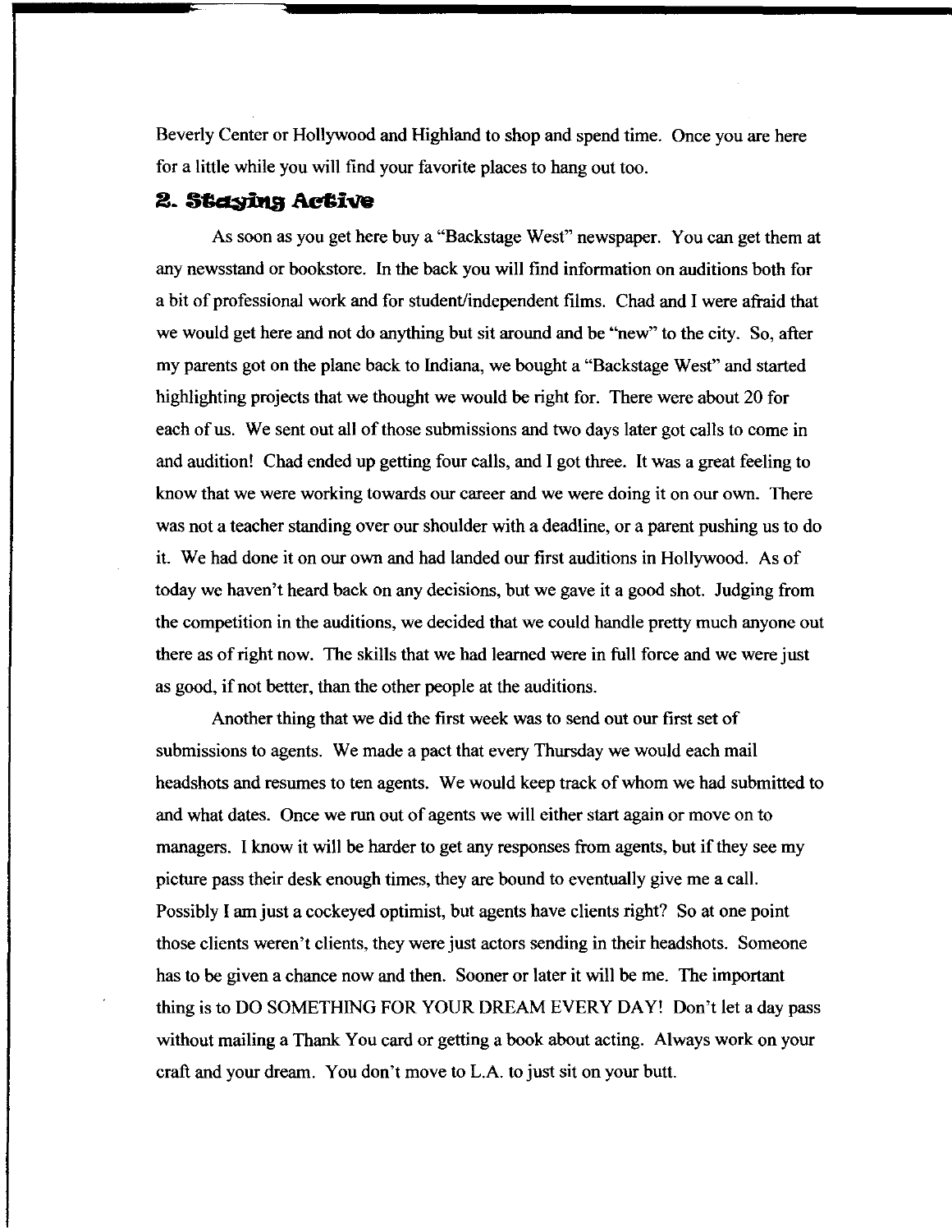Beverly Center or Hollywood and Highland to shop and spend time. Once you are here for a little while you will find your favorite places to hang out too.

## 2. Staying Active

As soon as you get here buy a "Backstage West" newspaper. You can get them at any newsstand or bookstore. In the back you will find information on auditions both for a bit of professional work and for student/independent films. Chad and I were afraid that we would get here and not do anything but sit around and be "new" to the city. So, after my parents got on the plane back to Indiana, we bought a "Backstage West" and started highlighting projects that we thought we would be right for. There were about 20 for each of us. We sent out all of those submissions and two days later got calls to come in and audition! Chad ended up getting four calls, and I got three. It was a great feeling to know that we were working towards our career and we were doing it on our own. There was not a teacher standing over our shoulder with a deadline, or a parent pushing us to do it. We had done it on our own and had landed our first auditions in Hollywood. As of today we haven't heard back on any decisions, but we gave it a good shot. Judging from the competition in the auditions, we decided that we could handle pretty much anyone out there as of right now. The skills that we had learned were in full force and we were just as good, if not better, than the other people at the auditions.

Another thing that we did the first week was to send out our first set of submissions to agents. We made a pact that every Thursday we would each mail headshots and resumes to ten agents. We would keep track of whom we had submitted to and what dates. Once we run out of agents we will either start again or move on to managers. I know it will be harder to get any responses from agents, but if they see my picture pass their desk enough times, they are bound to eventually give me a call. Possibly I am just a cockeyed optimist, but agents have clients right? So at one point those clients weren't clients, they were just actors sending in their headshots. Someone has to be given a chance now and then. Sooner or later it will be me. The important thing is to DO SOMETHING FOR YOUR DREAM EVERY DAY! Don't let a day pass without mailing a Thank You card or getting a book about acting. Always work on your craft and your dream. You don't move to L.A. to just sit on your butt.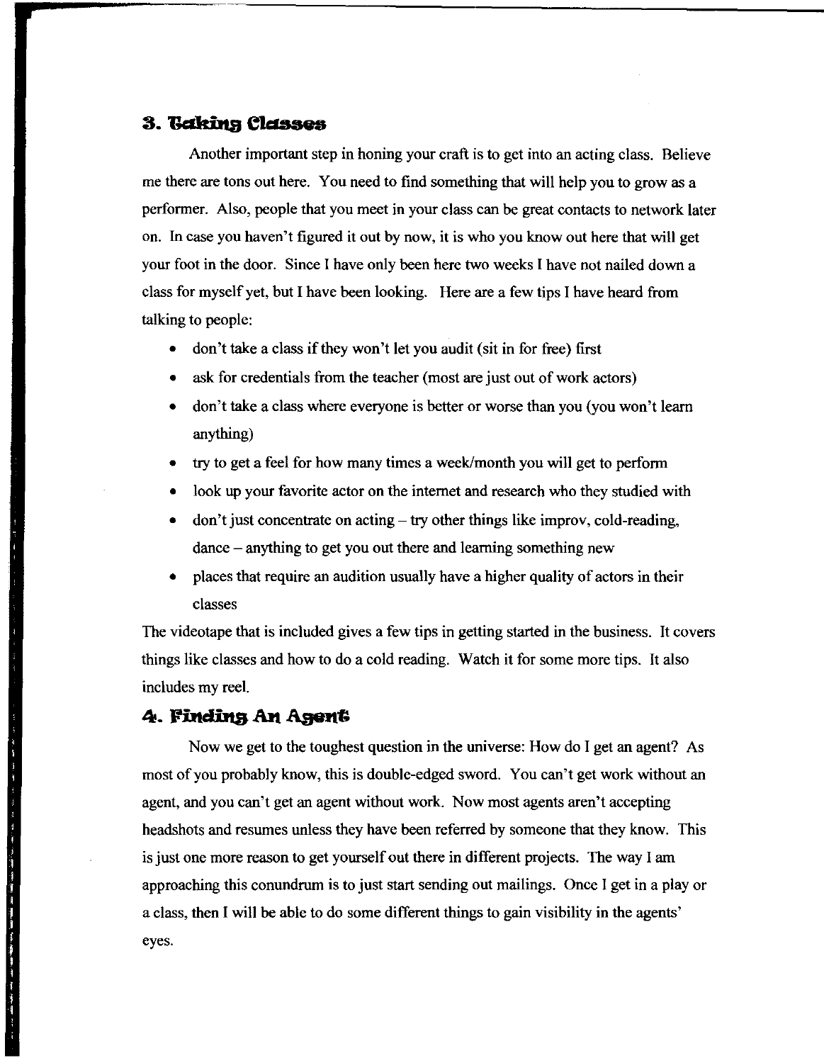### 3. Taking Classes

Another important step in honing your craft is to get into an acting class. Believe me there are tons out here. You need to find something that will help you to grow as a performer. Also, people that you meet in your class can be great contacts to network later on. In case you haven't figured it out by now, it is who you know out here that will get your foot in the door. Since I have only been here two weeks I have not nailed down a class for myself yet, but I have been looking. Here are a few tips I have heard from talking to people:

- don't take a class if they won't let you audit (sit in for free) first
- ask for credentials from the teacher (most are just out of work actors)
- don't take a class where everyone is better or worse than you (you won't learn anything)
- try to get a feel for how many times a week/month you will get to perform
- look up your favorite actor on the internet and research who they studied with
- don't just concentrate on acting – try other things like improv, cold-reading, dance – anything to get you out there and learning something new
- places that require an audition usually have a higher quality of actors in their classes

The videotape that is included gives a few tips in getting started in the business. It covers things like classes and how to do a cold reading. Watch it for some more tips. It also includes my reel.

### 4. Finding An Agent

Now we get to the toughest question in the universe: How do I get an agent? As most of you probably know, this is double-edged sword. You can't get work without an agent, and you can't get an agent without work. Now most agents aren't accepting headshots and resumes unless they have been referred by someone that they know. This is just one more reason to get yourself out there in different projects. The way I am approaching this conundrum is to just start sending out mailings. Once I get in a play or a class, then I will be able to do some different things to gain visibility in the agents' eyes.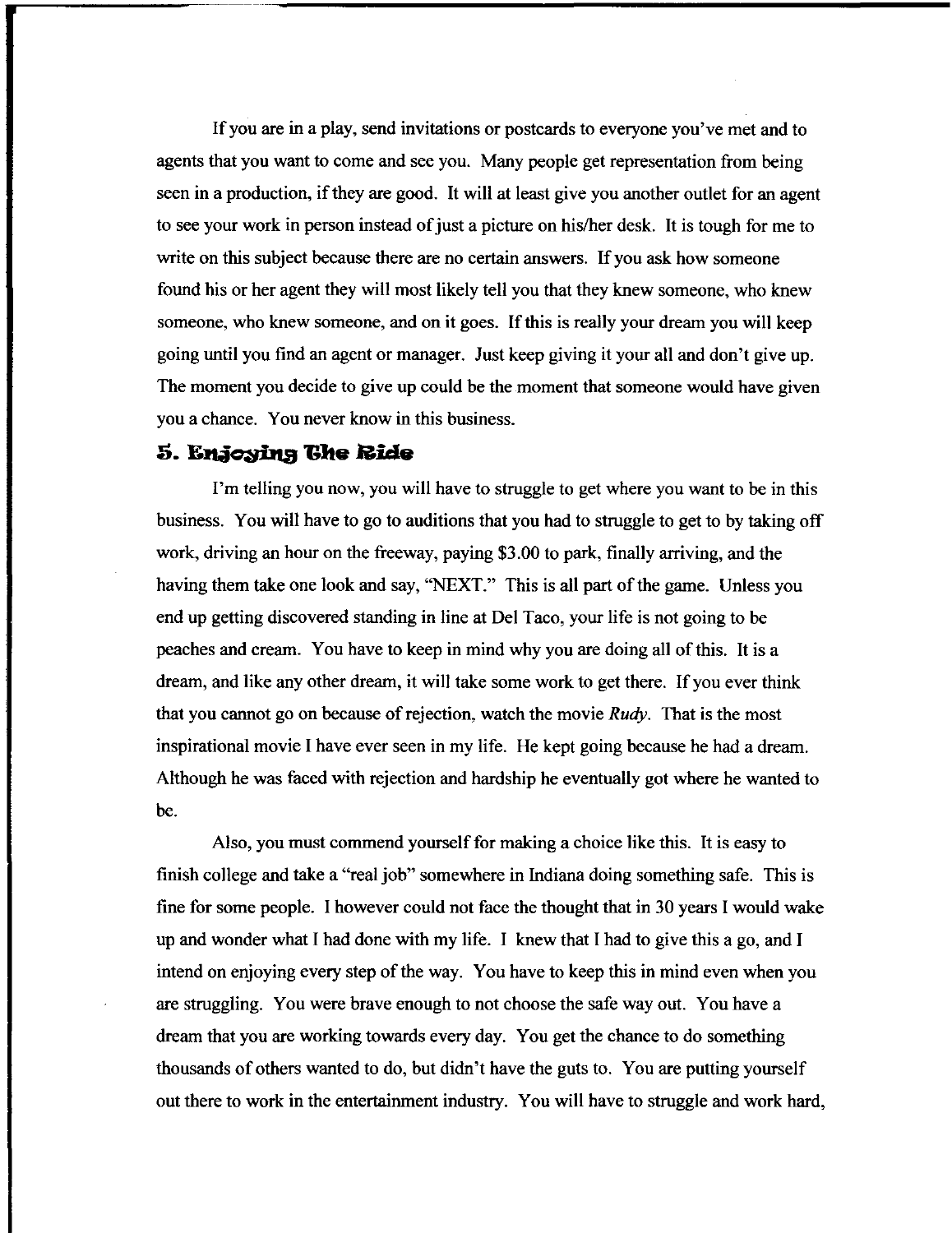If you are in a play, send invitations or postcards to everyone you've met and to agents that you want to come and see you. Many people get representation from being seen in a production, if they are good. It will at least give you another outlet for an agent to see your work in person instead of just a picture on his/her desk. It is tough for me to write on this subject because there are no certain answers. If you ask how someone found his or her agent they will most likely tell you that they knew someone, who knew someone, who knew someone, and on it goes. If this is really your dream you will keep going until you find an agent or manager. Just keep giving it your all and don't give up. The moment you decide to give up could be the moment that someone would have given you a chance. You never know in this business.

## 5. Enjoying The Ride

I'm telling you now, you will have to struggle to get where you want to be in this business. You will have to go to auditions that you had to struggle to get to by taking off work, driving an hour on the freeway, paying $3.00 to park, finally arriving, and the having them take one look and say, "NEXT." This is all part of the game. Unless you end up getting discovered standing in line at Del Taco, your life is not going to be peaches and cream. You have to keep in mind why you are doing all of this. It is a dream, and like any other dream, it will take some work to get there. If you ever think that you cannot go on because of rejection, watch the movie *Rudy*. That is the most inspirational movie I have ever seen in my life. He kept going because he had a dream. Although he was faced with rejection and hardship he eventually got where he wanted to be.

Also, you must commend yourself for making a choice like this. It is easy to finish college and take a "real job" somewhere in Indiana doing something safe. This is fine for some people. I however could not face the thought that in 30 years I would wake up and wonder what I had done with my life. I knew that I had to give this a go, and I intend on enjoying every step of the way. You have to keep this in mind even when you are struggling. You were brave enough to not choose the safe way out. You have a dream that you are working towards every day. You get the chance to do something thousands of others wanted to do, but didn't have the guts to. You are putting yourself out there to work in the entertainment industry. You will have to struggle and work hard,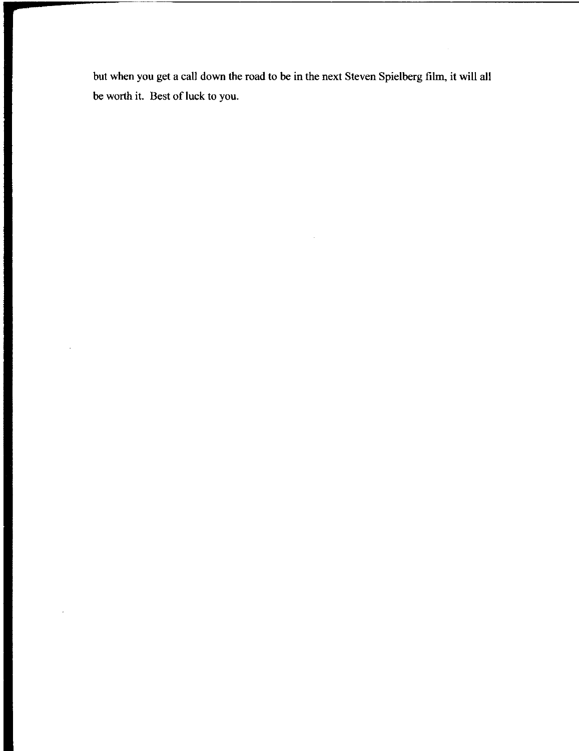but when you get a call down the road to be in the next Steven Spielberg film, it will all be worth it. Best of luck to you.